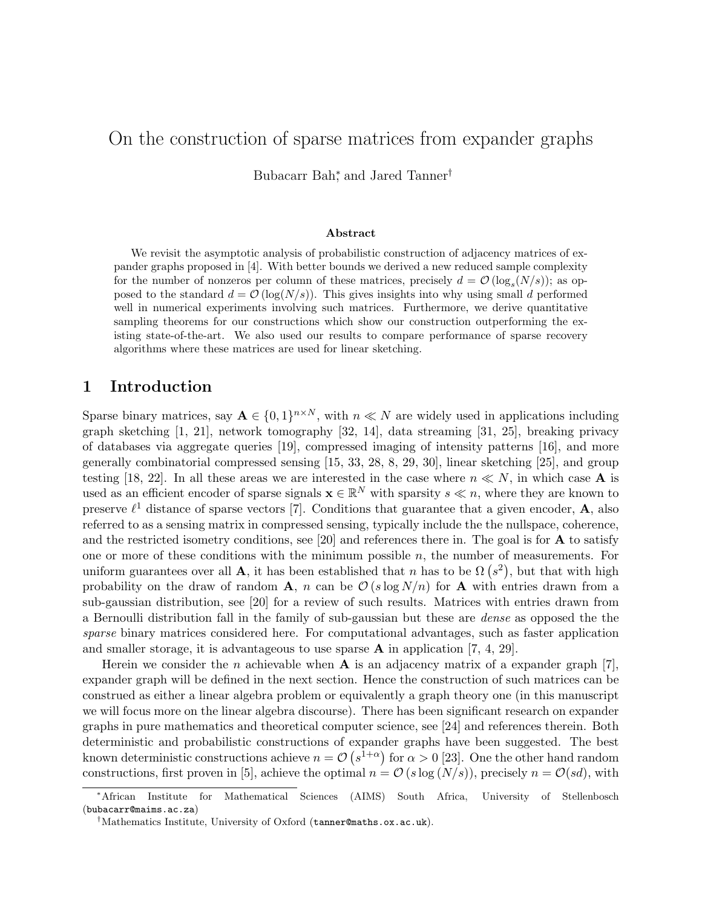# On the construction of sparse matrices from expander graphs

Bubacarr Bah,[*] and Jared Tanner[†]

### Abstract

We revisit the asymptotic analysis of probabilistic construction of adjacency matrices of expander graphs proposed in [4]. With better bounds we derived a new reduced sample complexity for the number of nonzeros per column of these matrices, precisely $d = \mathcal{O}(\log_s(N/s))$; as opposed to the standard $d = \mathcal{O}(\log(N/s))$. This gives insights into why using small $d$ performed well in numerical experiments involving such matrices. Furthermore, we derive quantitative sampling theorems for our constructions which show our construction outperforming the existing state-of-the-art. We also used our results to compare performance of sparse recovery algorithms where these matrices are used for linear sketching.

## 1 Introduction

Sparse binary matrices, say $\mathbf{A} \in \{0,1\}^{n\times N}$, with $n \ll N$ are widely used in applications including graph sketching [1, 21], network tomography [32, 14], data streaming [31, 25], breaking privacy of databases via aggregate queries [19], compressed imaging of intensity patterns [16], and more generally combinatorial compressed sensing [15, 33, 28, 8, 29, 30], linear sketching [25], and group testing [18, 22]. In all these areas we are interested in the case where $n \ll N$, in which case $\mathbf{A}$ is used as an efficient encoder of sparse signals $\mathbf{x} \in \mathbb{R}^N$ with sparsity $s \ll n$, where they are known to preserve $\ell^1$ distance of sparse vectors [7]. Conditions that guarantee that a given encoder, $\mathbf{A}$, also referred to as a sensing matrix in compressed sensing, typically include the the nullspace, coherence, and the restricted isometry conditions, see [20] and references there in. The goal is for $\mathbf{A}$ to satisfy one or more of these conditions with the minimum possible $n$, the number of measurements. For uniform guarantees over all $\mathbf{A}$, it has been established that $n$ has to be $\Omega(s^2)$, but that with high probability on the draw of random $\mathbf{A}$, $n$ can be $\mathcal{O}(s\log N/n)$ for $\mathbf{A}$ with entries drawn from a sub-gaussian distribution, see [20] for a review of such results. Matrices with entries drawn from a Bernoulli distribution fall in the family of sub-gaussian but these are *dense* as opposed the the *sparse* binary matrices considered here. For computational advantages, such as faster application and smaller storage, it is advantageous to use sparse $\mathbf{A}$ in application [7, 4, 29].

Herein we consider the $n$ achievable when $\mathbf{A}$ is an adjacency matrix of a expander graph [7], expander graph will be defined in the next section. Hence the construction of such matrices can be construed as either a linear algebra problem or equivalently a graph theory one (in this manuscript we will focus more on the linear algebra discourse). There has been significant research on expander graphs in pure mathematics and theoretical computer science, see [24] and references therein. Both deterministic and probabilistic constructions of expander graphs have been suggested. The best known deterministic constructions achieve $n = \mathcal{O}(s^{1+\alpha})$ for $\alpha > 0$ [23]. One the other hand random constructions, first proven in [5], achieve the optimal $n = \mathcal{O}(s\log(N/s))$, precisely $n = \mathcal{O}(sd)$, with

[*] African Institute for Mathematical Sciences (AIMS) South Africa, University of Stellenbosch (bubacarr@aims.ac.za)

[†] Mathematics Institute, University of Oxford (tanner@maths.ox.ac.uk).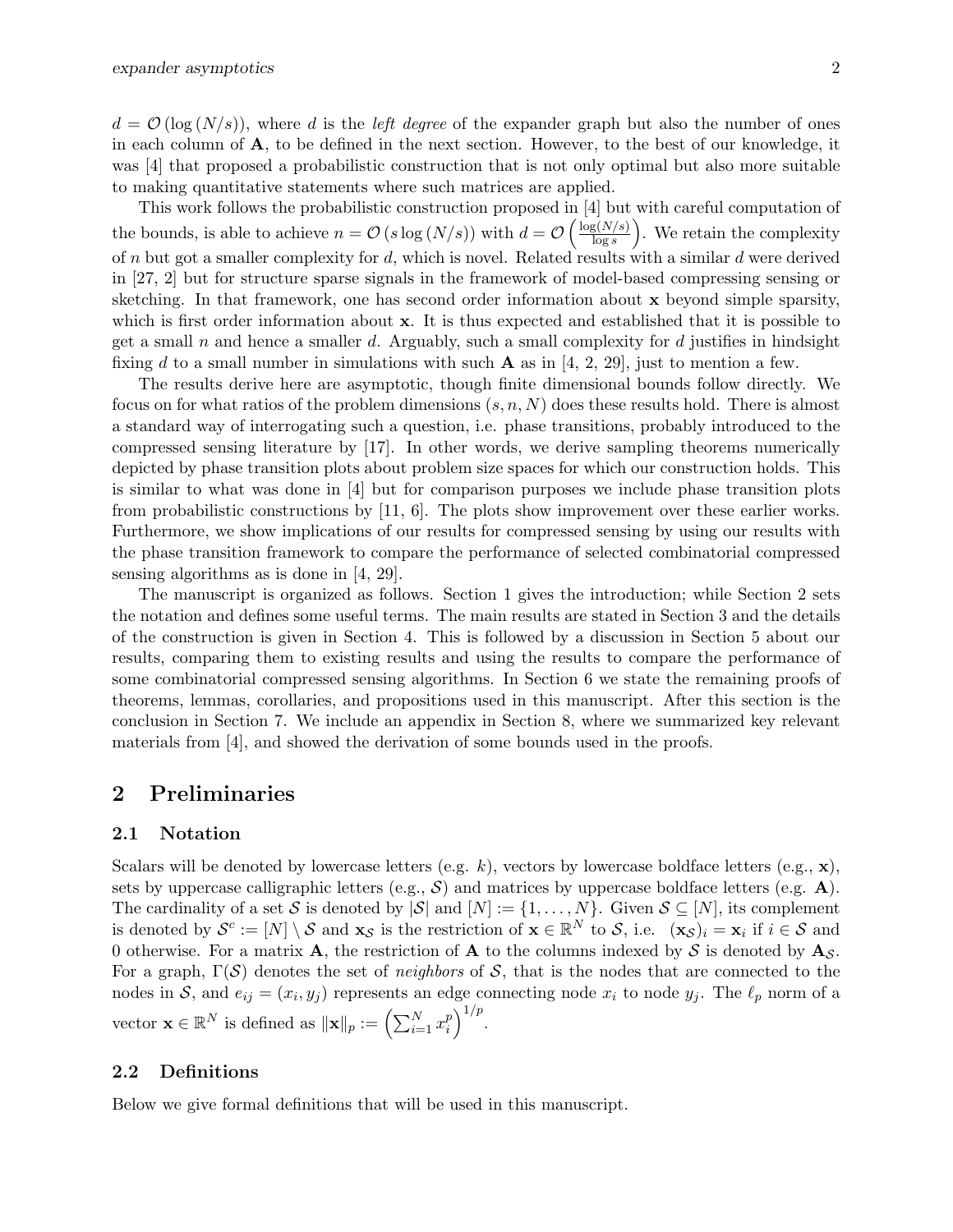$d = \mathcal{O}(\log(N/s))$, where $d$ is the *left degree* of the expander graph but also the number of ones in each column of $\mathbf{A}$, to be defined in the next section. However, to the best of our knowledge, it was [4] that proposed a probabilistic construction that is not only optimal but also more suitable to making quantitative statements where such matrices are applied.

This work follows the probabilistic construction proposed in [4] but with careful computation of the bounds, is able to achieve $n = \mathcal{O}(s \log(N/s))$ with $d = \mathcal{O}\left(\frac{\log(N/s)}{\log s}\right)$. We retain the complexity of $n$ but got a smaller complexity for $d$, which is novel. Related results with a similar $d$ were derived in [27, 2] but for structure sparse signals in the framework of model-based compressing sensing or sketching. In that framework, one has second order information about $\mathbf{x}$ beyond simple sparsity, which is first order information about $\mathbf{x}$. It is thus expected and established that it is possible to get a small $n$ and hence a smaller $d$. Arguably, such a small complexity for $d$ justifies in hindsight fixing $d$ to a small number in simulations with such $\mathbf{A}$ as in [4, 2, 29], just to mention a few.

The results derive here are asymptotic, though finite dimensional bounds follow directly. We focus on for what ratios of the problem dimensions $(s, n, N)$ does these results hold. There is almost a standard way of interrogating such a question, i.e. phase transitions, probably introduced to the compressed sensing literature by [17]. In other words, we derive sampling theorems numerically depicted by phase transition plots about problem size spaces for which our construction holds. This is similar to what was done in [4] but for comparison purposes we include phase transition plots from probabilistic constructions by [11, 6]. The plots show improvement over these earlier works. Furthermore, we show implications of our results for compressed sensing by using our results with the phase transition framework to compare the performance of selected combinatorial compressed sensing algorithms as is done in [4, 29].

The manuscript is organized as follows. Section 1 gives the introduction; while Section 2 sets the notation and defines some useful terms. The main results are stated in Section 3 and the details of the construction is given in Section 4. This is followed by a discussion in Section 5 about our results, comparing them to existing results and using the results to compare the performance of some combinatorial compressed sensing algorithms. In Section 6 we state the remaining proofs of theorems, lemmas, corollaries, and propositions used in this manuscript. After this section is the conclusion in Section 7. We include an appendix in Section 8, where we summarized key relevant materials from [4], and showed the derivation of some bounds used in the proofs.

## 2 Preliminaries

### 2.1 Notation

Scalars will be denoted by lowercase letters (e.g. $k$), vectors by lowercase boldface letters (e.g., $\mathbf{x}$), sets by uppercase calligraphic letters (e.g., $\mathcal{S}$) and matrices by uppercase boldface letters (e.g. $\mathbf{A}$). The cardinality of a set $\mathcal{S}$ is denoted by $|\mathcal{S}|$ and $[N] := \{1, \ldots, N\}$. Given $\mathcal{S} \subseteq [N]$, its complement is denoted by $\mathcal{S}^c := [N] \setminus \mathcal{S}$ and $\mathbf{x}_\mathcal{S}$ is the restriction of $\mathbf{x} \in \mathbb{R}^N$ to $\mathcal{S}$, i.e. $(\mathbf{x}_\mathcal{S})_i = \mathbf{x}_i$ if $i \in \mathcal{S}$ and 0 otherwise. For a matrix $\mathbf{A}$, the restriction of $\mathbf{A}$ to the columns indexed by $\mathcal{S}$ is denoted by $\mathbf{A}_\mathcal{S}$. For a graph, $\Gamma(\mathcal{S})$ denotes the set of *neighbors* of $\mathcal{S}$, that is the nodes that are connected to the nodes in $\mathcal{S}$, and $e_{ij} = (x_i, y_j)$ represents an edge connecting node $x_i$ to node $y_j$. The $\ell_p$ norm of a vector $\mathbf{x} \in \mathbb{R}^N$ is defined as $\|\mathbf{x}\|_p := \left(\sum_{i=1}^N x_i^p\right)^{1/p}$.

### 2.2 Definitions

Below we give formal definitions that will be used in this manuscript.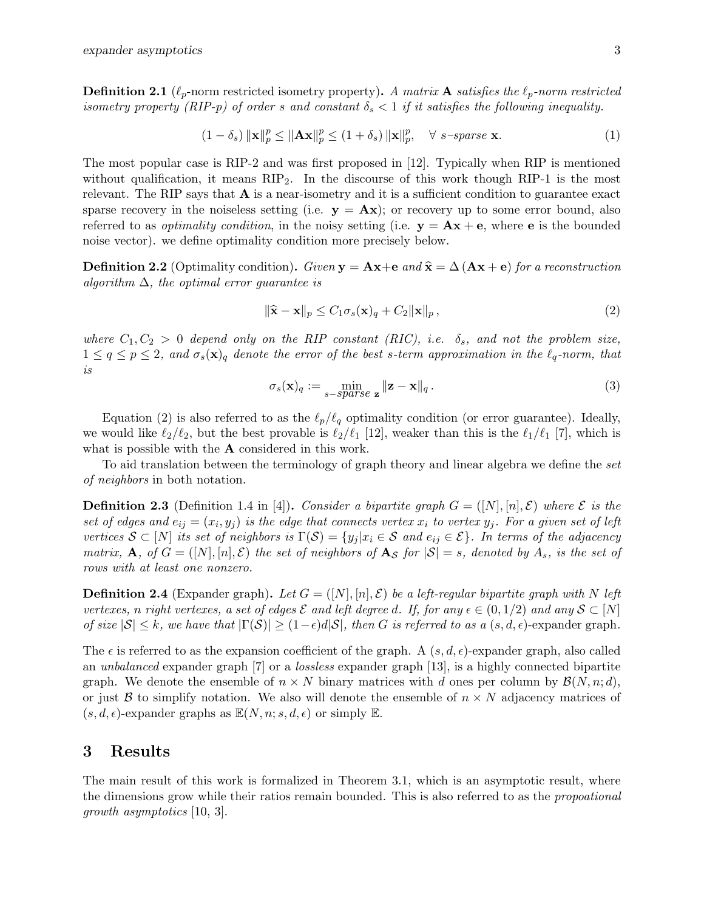**Definition 2.1** ($\ell_p$-norm restricted isometry property)**.** *A matrix* $\mathbf{A}$ *satisfies the* $\ell_p$*-norm restricted isometry property (RIP-p) of order* $s$ *and constant* $\delta_s < 1$ *if it satisfies the following inequality.*

$$(1-\delta_s)\,\|\mathbf{x}\|_p^p \leq \|\mathbf{A}\mathbf{x}\|_p^p \leq (1+\delta_s)\,\|\mathbf{x}\|_p^p, \quad \forall\ s\text{–}sparse\ \mathbf{x}. \tag{1}$$

The most popular case is RIP-2 and was first proposed in [12]. Typically when RIP is mentioned without qualification, it means $\text{RIP}_2$. In the discourse of this work though RIP-1 is the most relevant. The RIP says that $\mathbf{A}$ is a near-isometry and it is a sufficient condition to guarantee exact sparse recovery in the noiseless setting (i.e. $\mathbf{y} = \mathbf{A}\mathbf{x}$); or recovery up to some error bound, also referred to as *optimality condition*, in the noisy setting (i.e. $\mathbf{y} = \mathbf{A}\mathbf{x} + \mathbf{e}$, where $\mathbf{e}$ is the bounded noise vector). we define optimality condition more precisely below.

**Definition 2.2** (Optimality condition)**.** *Given* $\mathbf{y} = \mathbf{A}\mathbf{x}+\mathbf{e}$ *and* $\widehat{\mathbf{x}} = \Delta\left(\mathbf{A}\mathbf{x}+\mathbf{e}\right)$ *for a reconstruction algorithm* $\Delta$*, the optimal error guarantee is*

$$\|\widehat{\mathbf{x}} - \mathbf{x}\|_p \leq C_1 \sigma_s(\mathbf{x})_q + C_2 \|\mathbf{x}\|_p\,, \tag{2}$$

*where* $C_1, C_2 > 0$ *depend only on the RIP constant (RIC), i.e.* $\delta_s$*, and not the problem size,* $1 \leq q \leq p \leq 2$*, and* $\sigma_s(\mathbf{x})_q$ *denote the error of the best* $s$*-term approximation in the* $\ell_q$*-norm, that is*

$$\sigma_s(\mathbf{x})_q := \min_{s\text{–}sparse\ \mathbf{z}} \|\mathbf{z} - \mathbf{x}\|_q\,. \tag{3}$$

Equation (2) is also referred to as the $\ell_p/\ell_q$ optimality condition (or error guarantee). Ideally, we would like $\ell_2/\ell_2$, but the best provable is $\ell_2/\ell_1$ [12], weaker than this is the $\ell_1/\ell_1$ [7], which is what is possible with the $\mathbf{A}$ considered in this work.

To aid translation between the terminology of graph theory and linear algebra we define the *set of neighbors* in both notation.

**Definition 2.3** (Definition 1.4 in [4])**.** *Consider a bipartite graph* $G = ([N], [n], \mathcal{E})$ *where* $\mathcal{E}$ *is the set of edges and* $e_{ij} = (x_i, y_j)$ *is the edge that connects vertex* $x_i$ *to vertex* $y_j$*. For a given set of left vertices* $\mathcal{S} \subset [N]$ *its set of neighbors is* $\Gamma(\mathcal{S}) = \{y_j | x_i \in \mathcal{S} \text{ and } e_{ij} \in \mathcal{E}\}$*. In terms of the adjacency matrix,* $\mathbf{A}$*, of* $G = ([N], [n], \mathcal{E})$ *the set of neighbors of* $\mathbf{A}_\mathcal{S}$ *for* $|\mathcal{S}| = s$*, denoted by* $A_s$*, is the set of rows with at least one nonzero.*

**Definition 2.4** (Expander graph)**.** *Let* $G = ([N], [n], \mathcal{E})$ *be a left-regular bipartite graph with* $N$ *left vertexes,* $n$ *right vertexes, a set of edges* $\mathcal{E}$ *and left degree* $d$*. If, for any* $\epsilon \in (0, 1/2)$ *and any* $\mathcal{S} \subset [N]$ *of size* $|\mathcal{S}| \leq k$*, we have that* $|\Gamma(\mathcal{S})| \geq (1-\epsilon)d|\mathcal{S}|$*, then* $G$ *is referred to as a* $(s, d, \epsilon)$-expander graph.

The $\epsilon$ is referred to as the expansion coefficient of the graph. A $(s, d, \epsilon)$-expander graph, also called an *unbalanced* expander graph [7] or a *lossless* expander graph [13], is a highly connected bipartite graph. We denote the ensemble of $n \times N$ binary matrices with $d$ ones per column by $\mathcal{B}(N, n; d)$, or just $\mathcal{B}$ to simplify notation. We also will denote the ensemble of $n \times N$ adjacency matrices of $(s, d, \epsilon)$-expander graphs as $\mathbb{E}(N, n; s, d, \epsilon)$ or simply $\mathbb{E}$.

## 3 Results

The main result of this work is formalized in Theorem 3.1, which is an asymptotic result, where the dimensions grow while their ratios remain bounded. This is also referred to as the *propoational growth asymptotics* [10, 3].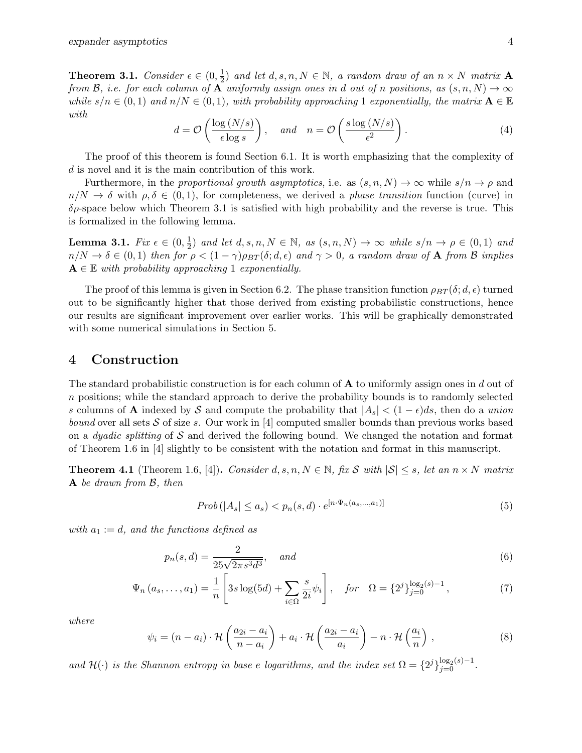**Theorem 3.1.** *Consider $\epsilon \in (0, \frac{1}{2})$ and let $d, s, n, N \in \mathbb{N}$, a random draw of an $n \times N$ matrix $\mathbf{A}$ from $\mathcal{B}$, i.e. for each column of $\mathbf{A}$ uniformly assign ones in $d$ out of $n$ positions, as $(s, n, N) \to \infty$ while $s/n \in (0, 1)$ and $n/N \in (0, 1)$, with probability approaching 1 exponentially, the matrix $\mathbf{A} \in \mathbb{E}$ with*

$$d = \mathcal{O}\left(\frac{\log(N/s)}{\epsilon \log s}\right), \quad \text{and} \quad n = \mathcal{O}\left(\frac{s \log(N/s)}{\epsilon^2}\right). \tag{4}$$

The proof of this theorem is found Section 6.1. It is worth emphasizing that the complexity of $d$ is novel and it is the main contribution of this work.

Furthermore, in the *proportional growth asymptotics*, i.e. as $(s, n, N) \to \infty$ while $s/n \to \rho$ and $n/N \to \delta$ with $\rho, \delta \in (0, 1)$, for completeness, we derived a *phase transition* function (curve) in $\delta\rho$-space below which Theorem 3.1 is satisfied with high probability and the reverse is true. This is formalized in the following lemma.

**Lemma 3.1.** *Fix $\epsilon \in (0, \frac{1}{2})$ and let $d, s, n, N \in \mathbb{N}$, as $(s, n, N) \to \infty$ while $s/n \to \rho \in (0, 1)$ and $n/N \to \delta \in (0, 1)$ then for $\rho < (1 - \gamma)\rho_{BT}(\delta; d, \epsilon)$ and $\gamma > 0$, a random draw of $\mathbf{A}$ from $\mathcal{B}$ implies $\mathbf{A} \in \mathbb{E}$ with probability approaching 1 exponentially.*

The proof of this lemma is given in Section 6.2. The phase transition function $\rho_{BT}(\delta; d, \epsilon)$ turned out to be significantly higher that those derived from existing probabilistic constructions, hence our results are significant improvement over earlier works. This will be graphically demonstrated with some numerical simulations in Section 5.

## 4 Construction

The standard probabilistic construction is for each column of $\mathbf{A}$ to uniformly assign ones in $d$ out of $n$ positions; while the standard approach to derive the probability bounds is to randomly selected $s$ columns of $\mathbf{A}$ indexed by $\mathcal{S}$ and compute the probability that $|A_s| < (1 - \epsilon)ds$, then do a *union bound* over all sets $\mathcal{S}$ of size $s$. Our work in [4] computed smaller bounds than previous works based on a *dyadic splitting* of $\mathcal{S}$ and derived the following bound. We changed the notation and format of Theorem 1.6 in [4] slightly to be consistent with the notation and format in this manuscript.

**Theorem 4.1** (Theorem 1.6, [4])**.** *Consider $d, s, n, N \in \mathbb{N}$, fix $\mathcal{S}$ with $|\mathcal{S}| \leq s$, let an $n \times N$ matrix $\mathbf{A}$ be drawn from $\mathcal{B}$, then*

$$Prob\left(|A_s| \leq a_s\right) < p_n(s, d) \cdot e^{[n \cdot \Psi_n(a_s, \ldots, a_1)]} \tag{5}$$

*with $a_1 := d$, and the functions defined as*

$$p_n(s, d) = \frac{2}{25\sqrt{2\pi s^3 d^3}}, \quad \text{and} \tag{6}$$

$$\Psi_n\left(a_s, \ldots, a_1\right) = \frac{1}{n}\left[3s\log(5d) + \sum_{i \in \Omega} \frac{s}{2i}\psi_i\right], \quad \text{for} \quad \Omega = \{2^j\}_{j=0}^{\log_2(s)-1}, \tag{7}$$

*where*

$$\psi_i = (n - a_i) \cdot \mathcal{H}\left(\frac{a_{2i} - a_i}{n - a_i}\right) + a_i \cdot \mathcal{H}\left(\frac{a_{2i} - a_i}{a_i}\right) - n \cdot \mathcal{H}\left(\frac{a_i}{n}\right), \tag{8}$$

*and $\mathcal{H}(\cdot)$ is the Shannon entropy in base $e$ logarithms, and the index set $\Omega = \{2^j\}_{j=0}^{\log_2(s)-1}$.*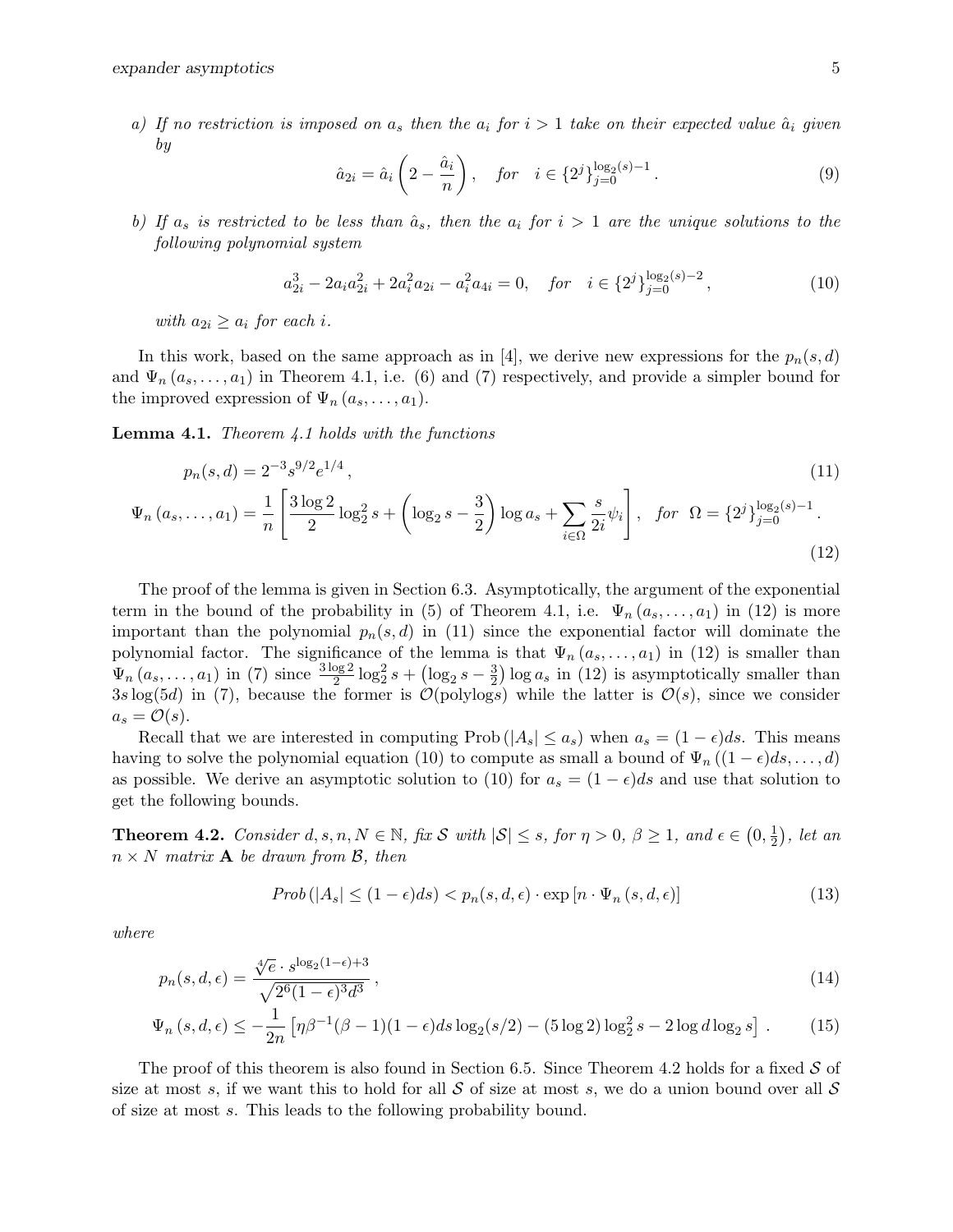*a) If no restriction is imposed on $a_s$ then the $a_i$ for $i > 1$ take on their expected value $\hat{a}_i$ given by*

$$\hat{a}_{2i} = \hat{a}_i \left(2 - \frac{\hat{a}_i}{n}\right), \quad \textit{for} \quad i \in \{2^j\}_{j=0}^{\log_2(s)-1}. \tag{9}$$

*b) If $a_s$ is restricted to be less than $\hat{a}_s$, then the $a_i$ for $i > 1$ are the unique solutions to the following polynomial system*

$$a_{2i}^3 - 2a_i a_{2i}^2 + 2a_i^2 a_{2i} - a_i^2 a_{4i} = 0, \quad \textit{for} \quad i \in \{2^j\}_{j=0}^{\log_2(s)-2}, \tag{10}$$

*with $a_{2i} \geq a_i$ for each $i$.*

In this work, based on the same approach as in [4], we derive new expressions for the $p_n(s,d)$ and $\Psi_n(a_s,\ldots,a_1)$ in Theorem 4.1, i.e. (6) and (7) respectively, and provide a simpler bound for the improved expression of $\Psi_n(a_s,\ldots,a_1)$.

**Lemma 4.1.** *Theorem 4.1 holds with the functions*

$$p_n(s,d) = 2^{-3} s^{9/2} e^{1/4}, \tag{11}$$

$$\Psi_n(a_s,\ldots,a_1) = \frac{1}{n}\left[\frac{3\log 2}{2}\log_2^2 s + \left(\log_2 s - \frac{3}{2}\right)\log a_s + \sum_{i\in\Omega}\frac{s}{2i}\psi_i\right], \quad \textit{for} \quad \Omega = \{2^j\}_{j=0}^{\log_2(s)-1}. \tag{12}$$

The proof of the lemma is given in Section 6.3. Asymptotically, the argument of the exponential term in the bound of the probability in (5) of Theorem 4.1, i.e. $\Psi_n(a_s,\ldots,a_1)$ in (12) is more important than the polynomial $p_n(s,d)$ in (11) since the exponential factor will dominate the polynomial factor. The significance of the lemma is that $\Psi_n(a_s,\ldots,a_1)$ in (12) is smaller than $\Psi_n(a_s,\ldots,a_1)$ in (7) since $\frac{3\log 2}{2}\log_2^2 s + \left(\log_2 s - \frac{3}{2}\right)\log a_s$ in (12) is asymptotically smaller than $3s\log(5d)$ in (7), because the former is $\mathcal{O}(\text{polylog}s)$ while the latter is $\mathcal{O}(s)$, since we consider $a_s = \mathcal{O}(s)$.

Recall that we are interested in computing $\text{Prob}(|A_s| \leq a_s)$ when $a_s = (1-\epsilon)ds$. This means having to solve the polynomial equation (10) to compute as small a bound of $\Psi_n((1-\epsilon)ds,\ldots,d)$ as possible. We derive an asymptotic solution to (10) for $a_s = (1-\epsilon)ds$ and use that solution to get the following bounds.

**Theorem 4.2.** *Consider $d,s,n,N \in \mathbb{N}$, fix $\mathcal{S}$ with $|\mathcal{S}| \leq s$, for $\eta > 0$, $\beta \geq 1$, and $\epsilon \in \left(0,\frac{1}{2}\right)$, let an $n \times N$ matrix $\mathbf{A}$ be drawn from $\mathcal{B}$, then*

$$\textit{Prob}(|A_s| \leq (1-\epsilon)ds) < p_n(s,d,\epsilon)\cdot\exp\left[n\cdot\Psi_n(s,d,\epsilon)\right] \tag{13}$$

*where*

$$p_n(s,d,\epsilon) = \frac{\sqrt[4]{e}\cdot s^{\log_2(1-\epsilon)+3}}{\sqrt{2^6(1-\epsilon)^3 d^3}}, \tag{14}$$

$$\Psi_n(s,d,\epsilon) \leq -\frac{1}{2n}\left[\eta\beta^{-1}(\beta-1)(1-\epsilon)ds\log_2(s/2) - (5\log 2)\log_2^2 s - 2\log d\log_2 s\right]. \tag{15}$$

The proof of this theorem is also found in Section 6.5. Since Theorem 4.2 holds for a fixed $\mathcal{S}$ of size at most $s$, if we want this to hold for all $\mathcal{S}$ of size at most $s$, we do a union bound over all $\mathcal{S}$ of size at most $s$. This leads to the following probability bound.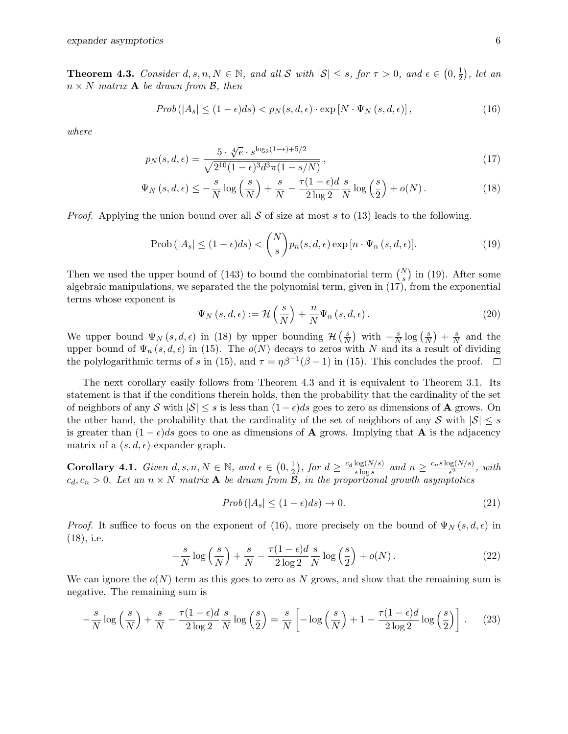**Theorem 4.3.** *Consider $d, s, n, N \in \mathbb{N}$, and all $\mathcal{S}$ with $|\mathcal{S}| \le s$, for $\tau > 0$, and $\epsilon \in \left(0, \frac{1}{2}\right)$, let an $n \times N$ matrix $\mathbf{A}$ be drawn from $\mathcal{B}$, then*

$$Prob\left(|A_s| \le (1-\epsilon)ds\right) < p_N(s,d,\epsilon) \cdot \exp\left[N \cdot \Psi_N\left(s,d,\epsilon\right)\right], \tag{16}$$

*where*

$$p_N(s,d,\epsilon) = \frac{5 \cdot \sqrt[4]{e} \cdot s^{\log_2(1-\epsilon)+5/2}}{\sqrt{2^{10}(1-\epsilon)^3 d^3 \pi (1-s/N)}}, \tag{17}$$

$$\Psi_N\left(s,d,\epsilon\right) \le -\frac{s}{N}\log\left(\frac{s}{N}\right) + \frac{s}{N} - \frac{\tau(1-\epsilon)d}{2\log 2}\frac{s}{N}\log\left(\frac{s}{2}\right) + o(N). \tag{18}$$

*Proof.* Applying the union bound over all $\mathcal{S}$ of size at most $s$ to (13) leads to the following.

$$\text{Prob}\left(|A_s| \le (1-\epsilon)ds\right) < \binom{N}{s} p_n(s,d,\epsilon)\exp\left[n \cdot \Psi_n\left(s,d,\epsilon\right)\right]. \tag{19}$$

Then we used the upper bound of (143) to bound the combinatorial term $\binom{N}{s}$ in (19). After some algebraic manipulations, we separated the the polynomial term, given in (17), from the exponential terms whose exponent is

$$\Psi_N\left(s,d,\epsilon\right) := \mathcal{H}\left(\frac{s}{N}\right) + \frac{n}{N}\Psi_n\left(s,d,\epsilon\right). \tag{20}$$

We upper bound $\Psi_N\left(s,d,\epsilon\right)$ in (18) by upper bounding $\mathcal{H}\left(\frac{s}{N}\right)$ with $-\frac{s}{N}\log\left(\frac{s}{N}\right) + \frac{s}{N}$ and the upper bound of $\Psi_n\left(s,d,\epsilon\right)$ in (15). The $o(N)$ decays to zeros with $N$ and its a result of dividing the polylogarithmic terms of $s$ in (15), and $\tau = \eta\beta^{-1}(\beta-1)$ in (15). This concludes the proof. $\square$

The next corollary easily follows from Theorem 4.3 and it is equivalent to Theorem 3.1. Its statement is that if the conditions therein holds, then the probability that the cardinality of the set of neighbors of any $\mathcal{S}$ with $|\mathcal{S}| \le s$ is less than $(1-\epsilon)ds$ goes to zero as dimensions of $\mathbf{A}$ grows. On the other hand, the probability that the cardinality of the set of neighbors of any $\mathcal{S}$ with $|\mathcal{S}| \le s$ is greater than $(1-\epsilon)ds$ goes to one as dimensions of $\mathbf{A}$ grows. Implying that $\mathbf{A}$ is the adjacency matrix of a $(s,d,\epsilon)$-expander graph.

**Corollary 4.1.** *Given $d, s, n, N \in \mathbb{N}$, and $\epsilon \in \left(0, \frac{1}{2}\right)$, for $d \ge \frac{c_d \log(N/s)}{\epsilon \log s}$ and $n \ge \frac{c_n s \log(N/s)}{\epsilon^2}$, with $c_d, c_n > 0$. Let an $n \times N$ matrix $\mathbf{A}$ be drawn from $\mathcal{B}$, in the proportional growth asymptotics*

$$Prob\left(|A_s| \le (1-\epsilon)ds\right) \to 0. \tag{21}$$

*Proof.* It suffice to focus on the exponent of (16), more precisely on the bound of $\Psi_N\left(s,d,\epsilon\right)$ in (18), i.e.

$$-\frac{s}{N}\log\left(\frac{s}{N}\right) + \frac{s}{N} - \frac{\tau(1-\epsilon)d}{2\log 2}\frac{s}{N}\log\left(\frac{s}{2}\right) + o(N). \tag{22}$$

We can ignore the $o(N)$ term as this goes to zero as $N$ grows, and show that the remaining sum is negative. The remaining sum is

$$-\frac{s}{N}\log\left(\frac{s}{N}\right) + \frac{s}{N} - \frac{\tau(1-\epsilon)d}{2\log 2}\frac{s}{N}\log\left(\frac{s}{2}\right) = \frac{s}{N}\left[-\log\left(\frac{s}{N}\right) + 1 - \frac{\tau(1-\epsilon)d}{2\log 2}\log\left(\frac{s}{2}\right)\right]. \tag{23}$$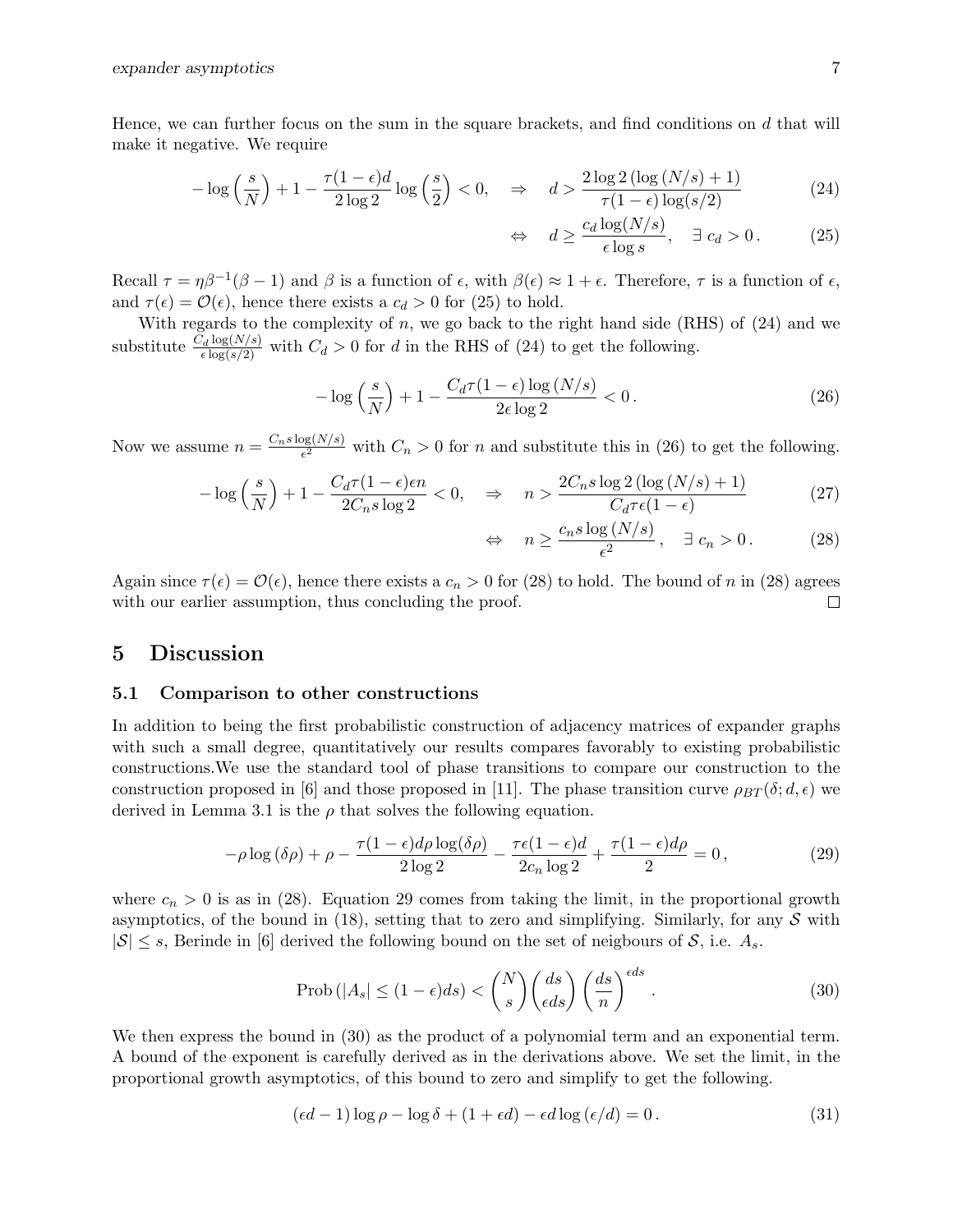Hence, we can further focus on the sum in the square brackets, and find conditions on $d$ that will make it negative. We require

$$-\log\left(\frac{s}{N}\right) + 1 - \frac{\tau(1-\epsilon)d}{2\log 2}\log\left(\frac{s}{2}\right) < 0, \quad \Rightarrow \quad d > \frac{2\log 2\left(\log\left(N/s\right)+1\right)}{\tau(1-\epsilon)\log(s/2)} \tag{24}$$

$$\Leftrightarrow \quad d \geq \frac{c_d \log(N/s)}{\epsilon \log s}, \quad \exists\; c_d > 0\,. \tag{25}$$

Recall $\tau = \eta\beta^{-1}(\beta-1)$ and $\beta$ is a function of $\epsilon$, with $\beta(\epsilon) \approx 1+\epsilon$. Therefore, $\tau$ is a function of $\epsilon$, and $\tau(\epsilon) = \mathcal{O}(\epsilon)$, hence there exists a $c_d > 0$ for (25) to hold.

With regards to the complexity of $n$, we go back to the right hand side (RHS) of (24) and we substitute $\frac{C_d \log(N/s)}{\epsilon \log(s/2)}$ with $C_d > 0$ for $d$ in the RHS of (24) to get the following.

$$-\log\left(\frac{s}{N}\right) + 1 - \frac{C_d\tau(1-\epsilon)\log\left(N/s\right)}{2\epsilon\log 2} < 0\,. \tag{26}$$

Now we assume $n = \frac{C_n s \log(N/s)}{\epsilon^2}$ with $C_n > 0$ for $n$ and substitute this in (26) to get the following.

$$-\log\left(\frac{s}{N}\right) + 1 - \frac{C_d\tau(1-\epsilon)\epsilon n}{2C_n s\log 2} < 0, \quad \Rightarrow \quad n > \frac{2C_n s\log 2\left(\log\left(N/s\right)+1\right)}{C_d\tau\epsilon(1-\epsilon)} \tag{27}$$

$$\Leftrightarrow \quad n \geq \frac{c_n s\log\left(N/s\right)}{\epsilon^2}, \quad \exists\; c_n > 0\,. \tag{28}$$

Again since $\tau(\epsilon) = \mathcal{O}(\epsilon)$, hence there exists a $c_n > 0$ for (28) to hold. The bound of $n$ in (28) agrees with our earlier assumption, thus concluding the proof. □

## 5 Discussion

### 5.1 Comparison to other constructions

In addition to being the first probabilistic construction of adjacency matrices of expander graphs with such a small degree, quantitatively our results compares favorably to existing probabilistic constructions.We use the standard tool of phase transitions to compare our construction to the construction proposed in [6] and those proposed in [11]. The phase transition curve $\rho_{BT}(\delta; d, \epsilon)$ we derived in Lemma 3.1 is the $\rho$ that solves the following equation.

$$-\rho\log\left(\delta\rho\right) + \rho - \frac{\tau(1-\epsilon)d\rho\log(\delta\rho)}{2\log 2} - \frac{\tau\epsilon(1-\epsilon)d}{2c_n\log 2} + \frac{\tau(1-\epsilon)d\rho}{2} = 0\,, \tag{29}$$

where $c_n > 0$ is as in (28). Equation 29 comes from taking the limit, in the proportional growth asymptotics, of the bound in (18), setting that to zero and simplifying. Similarly, for any $\mathcal{S}$ with $|\mathcal{S}| \leq s$, Berinde in [6] derived the following bound on the set of neigbours of $\mathcal{S}$, i.e. $A_s$.

$$\text{Prob}\left(|A_s| \leq (1-\epsilon)ds\right) < \binom{N}{s}\binom{ds}{\epsilon ds}\left(\frac{ds}{n}\right)^{\epsilon ds}. \tag{30}$$

We then express the bound in (30) as the product of a polynomial term and an exponential term. A bound of the exponent is carefully derived as in the derivations above. We set the limit, in the proportional growth asymptotics, of this bound to zero and simplify to get the following.

$$(\epsilon d - 1)\log\rho - \log\delta + (1+\epsilon d) - \epsilon d\log\left(\epsilon/d\right) = 0\,. \tag{31}$$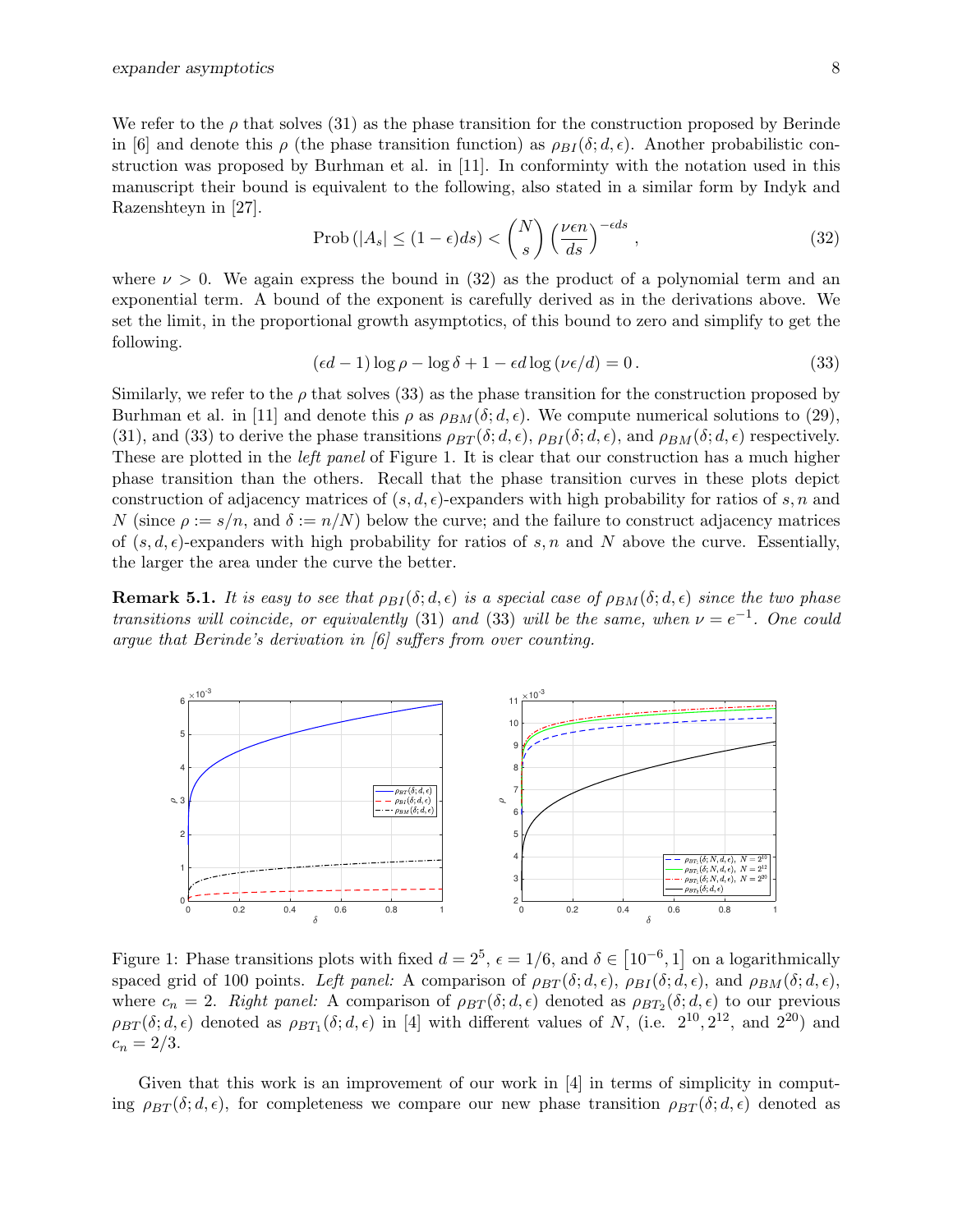We refer to the $\rho$ that solves (31) as the phase transition for the construction proposed by Berinde in [6] and denote this $\rho$ (the phase transition function) as $\rho_{BI}(\delta; d, \epsilon)$. Another probabilistic construction was proposed by Burhman et al. in [11]. In conforminty with the notation used in this manuscript their bound is equivalent to the following, also stated in a similar form by Indyk and Razenshteyn in [27].

$$\text{Prob}\left(|A_s| \leq (1-\epsilon)ds\right) < \binom{N}{s}\left(\frac{\nu\epsilon n}{ds}\right)^{-\epsilon ds}, \tag{32}$$

where $\nu > 0$. We again express the bound in (32) as the product of a polynomial term and an exponential term. A bound of the exponent is carefully derived as in the derivations above. We set the limit, in the proportional growth asymptotics, of this bound to zero and simplify to get the following.

$$(\epsilon d - 1)\log\rho - \log\delta + 1 - \epsilon d \log\left(\nu\epsilon/d\right) = 0\,. \tag{33}$$

Similarly, we refer to the $\rho$ that solves (33) as the phase transition for the construction proposed by Burhman et al. in [11] and denote this $\rho$ as $\rho_{BM}(\delta; d, \epsilon)$. We compute numerical solutions to (29), (31), and (33) to derive the phase transitions $\rho_{BT}(\delta; d, \epsilon)$, $\rho_{BI}(\delta; d, \epsilon)$, and $\rho_{BM}(\delta; d, \epsilon)$ respectively. These are plotted in the *left panel* of Figure 1. It is clear that our construction has a much higher phase transition than the others. Recall that the phase transition curves in these plots depict construction of adjacency matrices of $(s, d, \epsilon)$-expanders with high probability for ratios of $s, n$ and $N$ (since $\rho := s/n$, and $\delta := n/N$) below the curve; and the failure to construct adjacency matrices of $(s, d, \epsilon)$-expanders with high probability for ratios of $s, n$ and $N$ above the curve. Essentially, the larger the area under the curve the better.

**Remark 5.1.** *It is easy to see that $\rho_{BI}(\delta; d, \epsilon)$ is a special case of $\rho_{BM}(\delta; d, \epsilon)$ since the two phase transitions will coincide, or equivalently* (31) *and* (33) *will be the same, when $\nu = e^{-1}$. One could argue that Berinde's derivation in [6] suffers from over counting.*

Figure 1: Phase transitions plots with fixed $d = 2^5$, $\epsilon = 1/6$, and $\delta \in \left[10^{-6}, 1\right]$ on a logarithmically spaced grid of 100 points. *Left panel:* A comparison of $\rho_{BT}(\delta; d, \epsilon)$, $\rho_{BI}(\delta; d, \epsilon)$, and $\rho_{BM}(\delta; d, \epsilon)$, where $c_n = 2$. *Right panel:* A comparison of $\rho_{BT}(\delta; d, \epsilon)$ denoted as $\rho_{BT_2}(\delta; d, \epsilon)$ to our previous $\rho_{BT}(\delta; d, \epsilon)$ denoted as $\rho_{BT_1}(\delta; d, \epsilon)$ in [4] with different values of $N$, (i.e. $2^{10}, 2^{12}$, and $2^{20}$) and $c_n = 2/3$.

Given that this work is an improvement of our work in [4] in terms of simplicity in computing $\rho_{BT}(\delta; d, \epsilon)$, for completeness we compare our new phase transition $\rho_{BT}(\delta; d, \epsilon)$ denoted as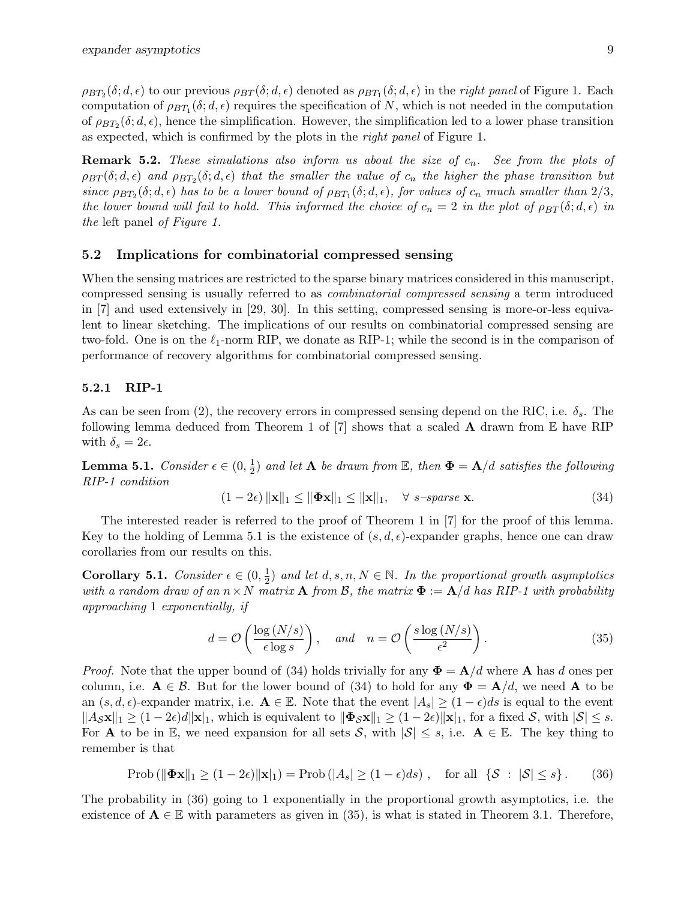$\rho_{BT_2}(\delta; d, \epsilon)$ to our previous $\rho_{BT}(\delta; d, \epsilon)$ denoted as $\rho_{BT_1}(\delta; d, \epsilon)$ in the *right panel* of Figure 1. Each computation of $\rho_{BT_1}(\delta; d, \epsilon)$ requires the specification of $N$, which is not needed in the computation of $\rho_{BT_2}(\delta; d, \epsilon)$, hence the simplification. However, the simplification led to a lower phase transition as expected, which is confirmed by the plots in the *right panel* of Figure 1.

**Remark 5.2.** *These simulations also inform us about the size of $c_n$. See from the plots of $\rho_{BT}(\delta; d, \epsilon)$ and $\rho_{BT_2}(\delta; d, \epsilon)$ that the smaller the value of $c_n$ the higher the phase transition but since $\rho_{BT_2}(\delta; d, \epsilon)$ has to be a lower bound of $\rho_{BT_1}(\delta; d, \epsilon)$, for values of $c_n$ much smaller than $2/3$, the lower bound will fail to hold. This informed the choice of $c_n = 2$ in the plot of $\rho_{BT}(\delta; d, \epsilon)$ in the* left panel *of Figure 1.*

### 5.2 Implications for combinatorial compressed sensing

When the sensing matrices are restricted to the sparse binary matrices considered in this manuscript, compressed sensing is usually referred to as *combinatorial compressed sensing* a term introduced in [7] and used extensively in [29, 30]. In this setting, compressed sensing is more-or-less equivalent to linear sketching. The implications of our results on combinatorial compressed sensing are two-fold. One is on the $\ell_1$-norm RIP, we donate as RIP-1; while the second is in the comparison of performance of recovery algorithms for combinatorial compressed sensing.

#### 5.2.1 RIP-1

As can be seen from (2), the recovery errors in compressed sensing depend on the RIC, i.e. $\delta_s$. The following lemma deduced from Theorem 1 of [7] shows that a scaled $\mathbf{A}$ drawn from $\mathbb{E}$ have RIP with $\delta_s = 2\epsilon$.

**Lemma 5.1.** *Consider $\epsilon \in (0, \frac{1}{2})$ and let $\mathbf{A}$ be drawn from $\mathbb{E}$, then $\mathbf{\Phi} = \mathbf{A}/d$ satisfies the following RIP-1 condition*

$$(1 - 2\epsilon)\|\mathbf{x}\|_1 \leq \|\mathbf{\Phi x}\|_1 \leq \|\mathbf{x}\|_1, \quad \forall \; s\text{–}sparse \; \mathbf{x}. \tag{34}$$

The interested reader is referred to the proof of Theorem 1 in [7] for the proof of this lemma. Key to the holding of Lemma 5.1 is the existence of $(s, d, \epsilon)$-expander graphs, hence one can draw corollaries from our results on this.

**Corollary 5.1.** *Consider $\epsilon \in (0, \frac{1}{2})$ and let $d, s, n, N \in \mathbb{N}$. In the proportional growth asymptotics with a random draw of an $n \times N$ matrix $\mathbf{A}$ from $\mathcal{B}$, the matrix $\mathbf{\Phi} := \mathbf{A}/d$ has RIP-1 with probability approaching 1 exponentially, if*

$$d = \mathcal{O}\left(\frac{\log(N/s)}{\epsilon \log s}\right), \quad \text{and} \quad n = \mathcal{O}\left(\frac{s \log(N/s)}{\epsilon^2}\right). \tag{35}$$

*Proof.* Note that the upper bound of (34) holds trivially for any $\mathbf{\Phi} = \mathbf{A}/d$ where $\mathbf{A}$ has $d$ ones per column, i.e. $\mathbf{A} \in \mathcal{B}$. But for the lower bound of (34) to hold for any $\mathbf{\Phi} = \mathbf{A}/d$, we need $\mathbf{A}$ to be an $(s, d, \epsilon)$-expander matrix, i.e. $\mathbf{A} \in \mathbb{E}$. Note that the event $|A_s| \geq (1-\epsilon)ds$ is equal to the event $\|A_{\mathcal{S}}\mathbf{x}\|_1 \geq (1-2\epsilon)d\|\mathbf{x}|_1$, which is equivalent to $\|\mathbf{\Phi}_{\mathcal{S}}\mathbf{x}\|_1 \geq (1-2\epsilon)\|\mathbf{x}|_1$, for a fixed $\mathcal{S}$, with $|\mathcal{S}| \leq s$. For $\mathbf{A}$ to be in $\mathbb{E}$, we need expansion for all sets $\mathcal{S}$, with $|\mathcal{S}| \leq s$, i.e. $\mathbf{A} \in \mathbb{E}$. The key thing to remember is that

$$\text{Prob}\left(\|\mathbf{\Phi x}\|_1 \geq (1-2\epsilon)\|\mathbf{x}|_1\right) = \text{Prob}\left(|A_s| \geq (1-\epsilon)ds\right), \quad \text{for all } \{\mathcal{S} \; : \; |\mathcal{S}| \leq s\}. \tag{36}$$

The probability in (36) going to 1 exponentially in the proportional growth asymptotics, i.e. the existence of $\mathbf{A} \in \mathbb{E}$ with parameters as given in (35), is what is stated in Theorem 3.1. Therefore,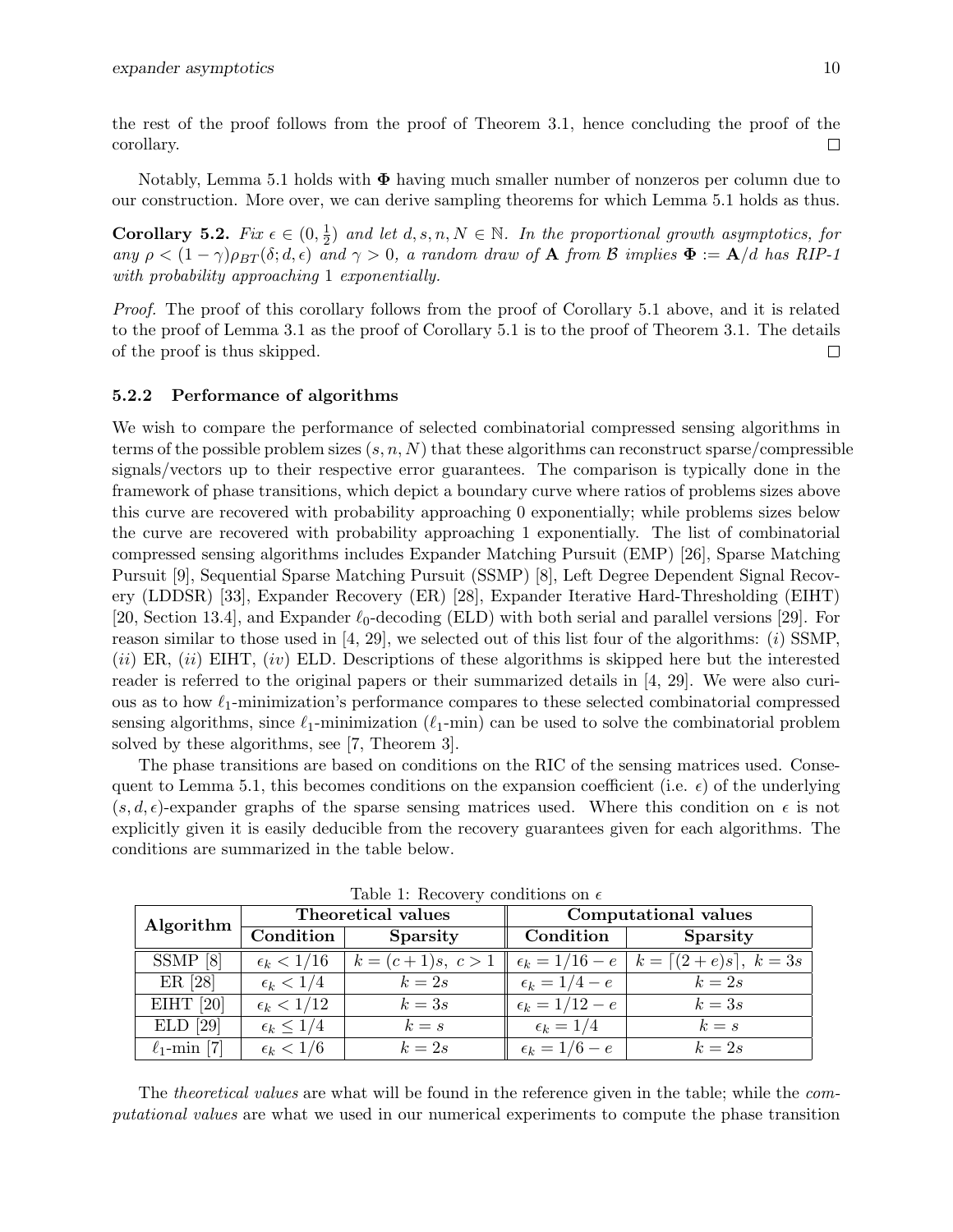the rest of the proof follows from the proof of Theorem 3.1, hence concluding the proof of the corollary. □

Notably, Lemma 5.1 holds with $\mathbf{\Phi}$ having much smaller number of nonzeros per column due to our construction. More over, we can derive sampling theorems for which Lemma 5.1 holds as thus.

**Corollary 5.2.** *Fix $\epsilon \in (0, \frac{1}{2})$ and let $d, s, n, N \in \mathbb{N}$. In the proportional growth asymptotics, for any $\rho < (1-\gamma)\rho_{BT}(\delta; d, \epsilon)$ and $\gamma > 0$, a random draw of $\mathbf{A}$ from $\mathcal{B}$ implies $\mathbf{\Phi} := \mathbf{A}/d$ has RIP-1 with probability approaching 1 exponentially.*

*Proof.* The proof of this corollary follows from the proof of Corollary 5.1 above, and it is related to the proof of Lemma 3.1 as the proof of Corollary 5.1 is to the proof of Theorem 3.1. The details of the proof is thus skipped. □

### 5.2.2 Performance of algorithms

We wish to compare the performance of selected combinatorial compressed sensing algorithms in terms of the possible problem sizes $(s, n, N)$ that these algorithms can reconstruct sparse/compressible signals/vectors up to their respective error guarantees. The comparison is typically done in the framework of phase transitions, which depict a boundary curve where ratios of problems sizes above this curve are recovered with probability approaching 0 exponentially; while problems sizes below the curve are recovered with probability approaching 1 exponentially. The list of combinatorial compressed sensing algorithms includes Expander Matching Pursuit (EMP) [26], Sparse Matching Pursuit [9], Sequential Sparse Matching Pursuit (SSMP) [8], Left Degree Dependent Signal Recovery (LDDSR) [33], Expander Recovery (ER) [28], Expander Iterative Hard-Thresholding (EIHT) [20, Section 13.4], and Expander $\ell_0$-decoding (ELD) with both serial and parallel versions [29]. For reason similar to those used in [4, 29], we selected out of this list four of the algorithms: (*i*) SSMP, (*ii*) ER, (*ii*) EIHT, (*iv*) ELD. Descriptions of these algorithms is skipped here but the interested reader is referred to the original papers or their summarized details in [4, 29]. We were also curious as to how $\ell_1$-minimization's performance compares to these selected combinatorial compressed sensing algorithms, since $\ell_1$-minimization ($\ell_1$-min) can be used to solve the combinatorial problem solved by these algorithms, see [7, Theorem 3].

The phase transitions are based on conditions on the RIC of the sensing matrices used. Consequent to Lemma 5.1, this becomes conditions on the expansion coefficient (i.e. $\epsilon$) of the underlying $(s, d, \epsilon)$-expander graphs of the sparse sensing matrices used. Where this condition on $\epsilon$ is not explicitly given it is easily deducible from the recovery guarantees given for each algorithms. The conditions are summarized in the table below.

Table 1: Recovery conditions on $\epsilon$

| **Algorithm** | **Theoretical values** | | **Computational values** | |
|---|---|---|---|---|
| | **Condition** | **Sparsity** | **Condition** | **Sparsity** |
| SSMP [8] | $\epsilon_k < 1/16$ | $k = (c+1)s,\ c > 1$ | $\epsilon_k = 1/16 - e$ | $k = \lceil (2+e)s \rceil,\ k = 3s$ |
| ER [28] | $\epsilon_k < 1/4$ | $k = 2s$ | $\epsilon_k = 1/4 - e$ | $k = 2s$ |
| EIHT [20] | $\epsilon_k < 1/12$ | $k = 3s$ | $\epsilon_k = 1/12 - e$ | $k = 3s$ |
| ELD [29] | $\epsilon_k \leq 1/4$ | $k = s$ | $\epsilon_k = 1/4$ | $k = s$ |
| $\ell_1$-min [7] | $\epsilon_k < 1/6$ | $k = 2s$ | $\epsilon_k = 1/6 - e$ | $k = 2s$ |

The *theoretical values* are what will be found in the reference given in the table; while the *computational values* are what we used in our numerical experiments to compute the phase transition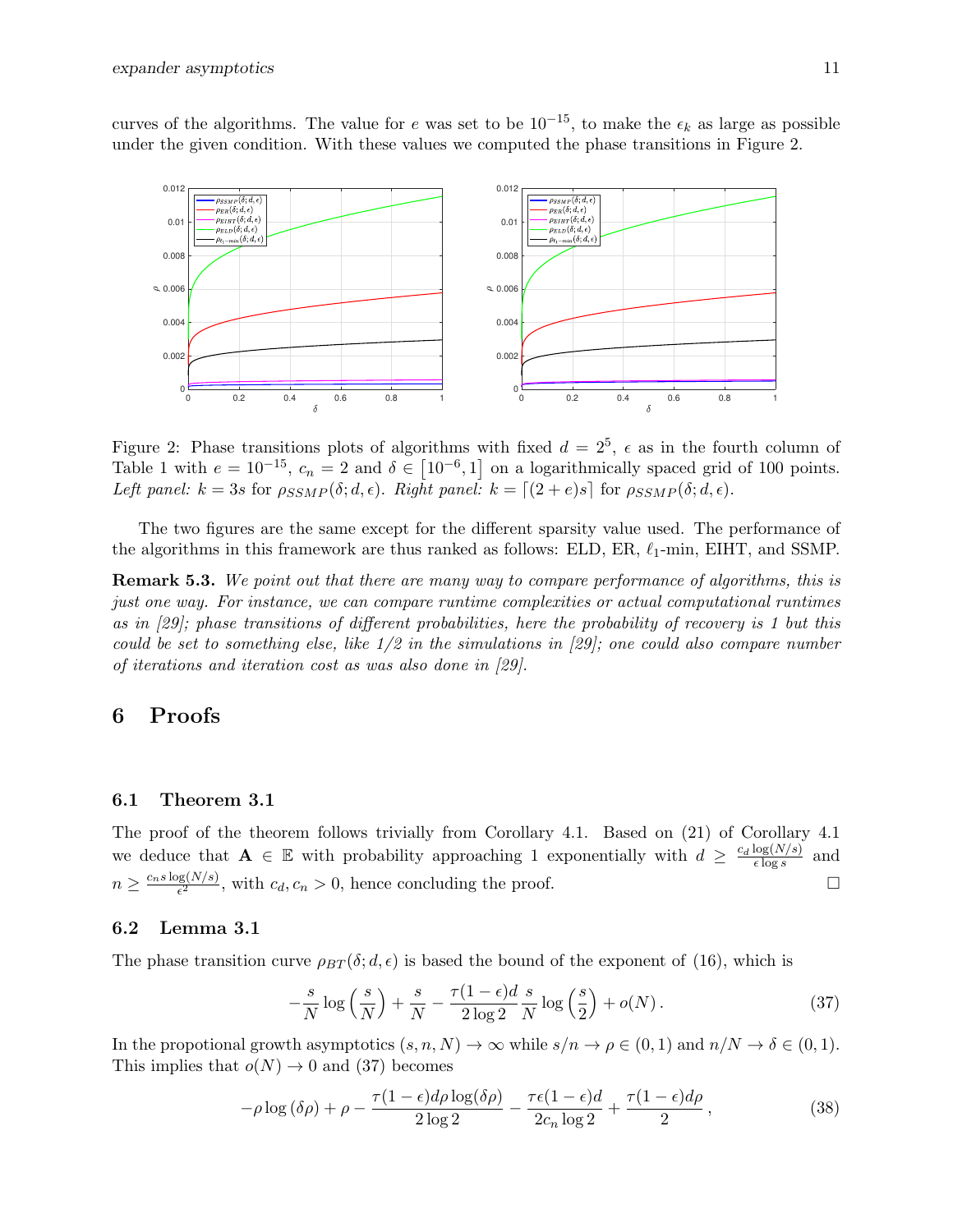curves of the algorithms. The value for $e$ was set to be $10^{-15}$, to make the $\epsilon_k$ as large as possible under the given condition. With these values we computed the phase transitions in Figure 2.

Figure 2: Phase transitions plots of algorithms with fixed $d = 2^5$, $\epsilon$ as in the fourth column of Table 1 with $e = 10^{-15}$, $c_n = 2$ and $\delta \in \left[10^{-6}, 1\right]$ on a logarithmically spaced grid of 100 points. *Left panel:* $k = 3s$ *for* $\rho_{SSMP}(\delta; d, \epsilon)$. *Right panel:* $k = \lceil (2+e)s \rceil$ *for* $\rho_{SSMP}(\delta; d, \epsilon)$.

The two figures are the same except for the different sparsity value used. The performance of the algorithms in this framework are thus ranked as follows: ELD, ER, $\ell_1$-min, EIHT, and SSMP.

**Remark 5.3.** *We point out that there are many way to compare performance of algorithms, this is just one way. For instance, we can compare runtime complexities or actual computational runtimes as in [29]; phase transitions of different probabilities, here the probability of recovery is 1 but this could be set to something else, like 1/2 in the simulations in [29]; one could also compare number of iterations and iteration cost as was also done in [29].*

# 6 Proofs

## 6.1 Theorem 3.1

The proof of the theorem follows trivially from Corollary 4.1. Based on (21) of Corollary 4.1 we deduce that $\mathbf{A} \in \mathbb{E}$ with probability approaching 1 exponentially with $d \geq \frac{c_d \log(N/s)}{\epsilon \log s}$ and $n \geq \frac{c_n s \log(N/s)}{\epsilon^2}$, with $c_d, c_n > 0$, hence concluding the proof. ☐

## 6.2 Lemma 3.1

The phase transition curve $\rho_{BT}(\delta; d, \epsilon)$ is based the bound of the exponent of (16), which is

$$-\frac{s}{N}\log\left(\frac{s}{N}\right) + \frac{s}{N} - \frac{\tau(1-\epsilon)d}{2\log 2}\frac{s}{N}\log\left(\frac{s}{2}\right) + o(N)\,. \tag{37}$$

In the propotional growth asymptotics $(s, n, N) \to \infty$ while $s/n \to \rho \in (0, 1)$ and $n/N \to \delta \in (0, 1)$. This implies that $o(N) \to 0$ and (37) becomes

$$-\rho\log\left(\delta\rho\right) + \rho - \frac{\tau(1-\epsilon)d\rho\log(\delta\rho)}{2\log 2} - \frac{\tau\epsilon(1-\epsilon)d}{2c_n\log 2} + \frac{\tau(1-\epsilon)d\rho}{2}\,, \tag{38}$$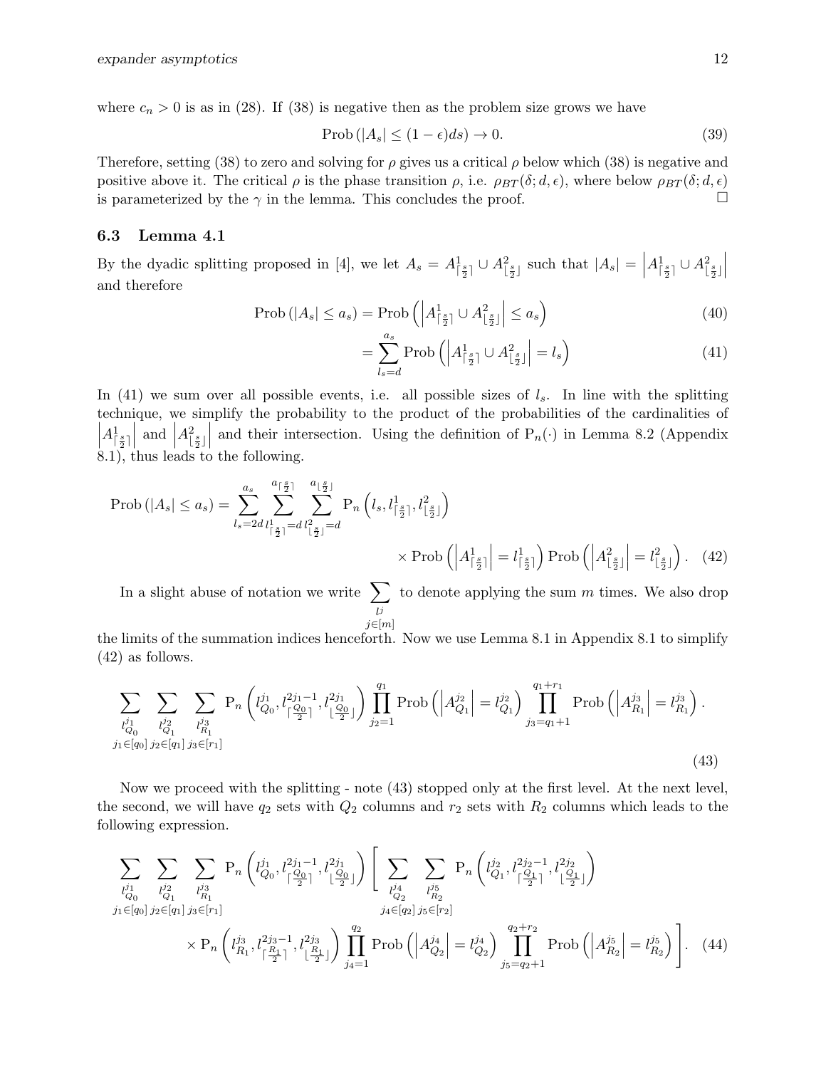where $c_n > 0$ is as in (28). If (38) is negative then as the problem size grows we have

$$\text{Prob}\left(|A_s| \leq (1-\epsilon)ds\right) \to 0. \tag{39}$$

Therefore, setting (38) to zero and solving for $\rho$ gives us a critical $\rho$ below which (38) is negative and positive above it. The critical $\rho$ is the phase transition $\rho$, i.e. $\rho_{BT}(\delta; d, \epsilon)$, where below $\rho_{BT}(\delta; d, \epsilon)$ is parameterized by the $\gamma$ in the lemma. This concludes the proof. $\square$

### 6.3 Lemma 4.1

By the dyadic splitting proposed in [4], we let $A_s = A^1_{\lceil \frac{s}{2} \rceil} \cup A^2_{\lfloor \frac{s}{2} \rfloor}$ such that $|A_s| = \left|A^1_{\lceil \frac{s}{2} \rceil} \cup A^2_{\lfloor \frac{s}{2} \rfloor}\right|$ and therefore

$$\text{Prob}\left(|A_s| \leq a_s\right) = \text{Prob}\left(\left|A^1_{\lceil \frac{s}{2} \rceil} \cup A^2_{\lfloor \frac{s}{2} \rfloor}\right| \leq a_s\right) \tag{40}$$

$$= \sum_{l_s=d}^{a_s} \text{Prob}\left(\left|A^1_{\lceil \frac{s}{2} \rceil} \cup A^2_{\lfloor \frac{s}{2} \rfloor}\right| = l_s\right) \tag{41}$$

In (41) we sum over all possible events, i.e. all possible sizes of $l_s$. In line with the splitting technique, we simplify the probability to the product of the probabilities of the cardinalities of $\left|A^1_{\lceil \frac{s}{2} \rceil}\right|$ and $\left|A^2_{\lfloor \frac{s}{2} \rfloor}\right|$ and their intersection. Using the definition of $\text{P}_n(\cdot)$ in Lemma 8.2 (Appendix 8.1), thus leads to the following.

$$\text{Prob}\left(|A_s| \leq a_s\right) = \sum_{l_s=2d}^{a_s} \sum_{l^1_{\lceil \frac{s}{2} \rceil}=d}^{a_{\lceil \frac{s}{2} \rceil}} \sum_{l^2_{\lfloor \frac{s}{2} \rfloor}=d}^{a_{\lfloor \frac{s}{2} \rfloor}} \text{P}_n\left(l_s, l^1_{\lceil \frac{s}{2} \rceil}, l^2_{\lfloor \frac{s}{2} \rfloor}\right) \times \text{Prob}\left(\left|A^1_{\lceil \frac{s}{2} \rceil}\right| = l^1_{\lceil \frac{s}{2} \rceil}\right) \text{Prob}\left(\left|A^2_{\lfloor \frac{s}{2} \rfloor}\right| = l^2_{\lfloor \frac{s}{2} \rfloor}\right). \tag{42}$$

In a slight abuse of notation we write $\sum_{\substack{l^j \\ j\in[m]}}$ to denote applying the sum $m$ times. We also drop the limits of the summation indices henceforth. Now we use Lemma 8.1 in Appendix 8.1 to simplify (42) as follows.

$$\sum_{\substack{l^{j_1}_{Q_0} \\ j_1\in[q_0]}} \sum_{\substack{l^{j_2}_{Q_1} \\ j_2\in[q_1]}} \sum_{\substack{l^{j_3}_{R_1} \\ j_3\in[r_1]}} \text{P}_n\left(l^{j_1}_{Q_0}, l^{2j_1-1}_{\lceil \frac{Q_0}{2} \rceil}, l^{2j_1}_{\lfloor \frac{Q_0}{2} \rfloor}\right) \prod_{j_2=1}^{q_1} \text{Prob}\left(\left|A^{j_2}_{Q_1}\right| = l^{j_2}_{Q_1}\right) \prod_{j_3=q_1+1}^{q_1+r_1} \text{Prob}\left(\left|A^{j_3}_{R_1}\right| = l^{j_3}_{R_1}\right). \tag{43}$$

Now we proceed with the splitting - note (43) stopped only at the first level. At the next level, the second, we will have $q_2$ sets with $Q_2$ columns and $r_2$ sets with $R_2$ columns which leads to the following expression.

$$\sum_{\substack{l^{j_1}_{Q_0} \\ j_1\in[q_0]}} \sum_{\substack{l^{j_2}_{Q_1} \\ j_2\in[q_1]}} \sum_{\substack{l^{j_3}_{R_1} \\ j_3\in[r_1]}} \text{P}_n\left(l^{j_1}_{Q_0}, l^{2j_1-1}_{\lceil \frac{Q_0}{2} \rceil}, l^{2j_1}_{\lfloor \frac{Q_0}{2} \rfloor}\right) \left[ \sum_{\substack{l^{j_4}_{Q_2} \\ j_4\in[q_2]}} \sum_{\substack{l^{j_5}_{R_2} \\ j_5\in[r_2]}} \text{P}_n\left(l^{j_2}_{Q_1}, l^{2j_2-1}_{\lceil \frac{Q_1}{2} \rceil}, l^{2j_2}_{\lfloor \frac{Q_1}{2} \rfloor}\right) \times \text{P}_n\left(l^{j_3}_{R_1}, l^{2j_3-1}_{\lceil \frac{R_1}{2} \rceil}, l^{2j_3}_{\lfloor \frac{R_1}{2} \rfloor}\right) \prod_{j_4=1}^{q_2} \text{Prob}\left(\left|A^{j_4}_{Q_2}\right| = l^{j_4}_{Q_2}\right) \prod_{j_5=q_2+1}^{q_2+r_2} \text{Prob}\left(\left|A^{j_5}_{R_2}\right| = l^{j_5}_{R_2}\right) \right]. \tag{44}$$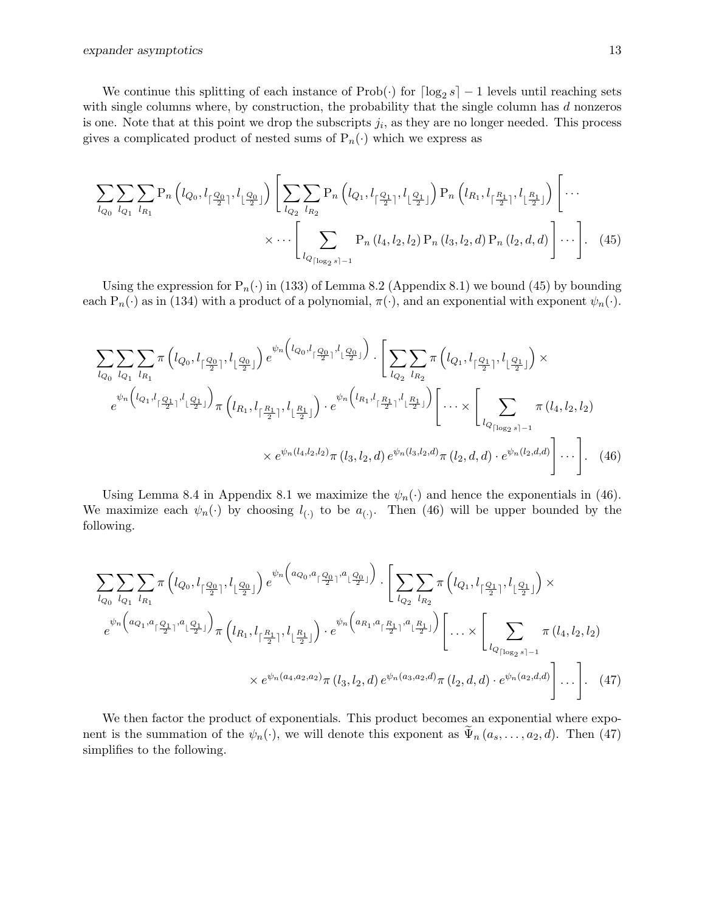We continue this splitting of each instance of $\text{Prob}(\cdot)$ for $\lceil \log_2 s \rceil - 1$ levels until reaching sets with single columns where, by construction, the probability that the single column has $d$ nonzeros is one. Note that at this point we drop the subscripts $j_i$, as they are no longer needed. This process gives a complicated product of nested sums of $\mathrm{P}_n(\cdot)$ which we express as

$$\sum_{l_{Q_0}} \sum_{l_{Q_1}} \sum_{l_{R_1}} \mathrm{P}_n\left(l_{Q_0}, l_{\lceil \frac{Q_0}{2} \rceil}, l_{\lfloor \frac{Q_0}{2} \rfloor}\right) \left[ \sum_{l_{Q_2}} \sum_{l_{R_2}} \mathrm{P}_n\left(l_{Q_1}, l_{\lceil \frac{Q_1}{2} \rceil}, l_{\lfloor \frac{Q_1}{2} \rfloor}\right) \mathrm{P}_n\left(l_{R_1}, l_{\lceil \frac{R_1}{2} \rceil}, l_{\lfloor \frac{R_1}{2} \rfloor}\right) \left[ \cdots \right.\right.$$
$$\left.\left. \times \cdots \left[ \sum_{l_{Q_{\lceil \log_2 s \rceil - 1}}} \mathrm{P}_n\left(l_4, l_2, l_2\right) \mathrm{P}_n\left(l_3, l_2, d\right) \mathrm{P}_n\left(l_2, d, d\right) \right] \cdots \right]. \quad (45)$$

Using the expression for $\mathrm{P}_n(\cdot)$ in (133) of Lemma 8.2 (Appendix 8.1) we bound (45) by bounding each $\mathrm{P}_n(\cdot)$ as in (134) with a product of a polynomial, $\pi(\cdot)$, and an exponential with exponent $\psi_n(\cdot)$.

$$\sum_{l_{Q_0}} \sum_{l_{Q_1}} \sum_{l_{R_1}} \pi\left(l_{Q_0}, l_{\lceil \frac{Q_0}{2} \rceil}, l_{\lfloor \frac{Q_0}{2} \rfloor}\right) e^{\psi_n\left(l_{Q_0}, l_{\lceil \frac{Q_0}{2} \rceil}, l_{\lfloor \frac{Q_0}{2} \rfloor}\right)} \cdot \left[ \sum_{l_{Q_2}} \sum_{l_{R_2}} \pi\left(l_{Q_1}, l_{\lceil \frac{Q_1}{2} \rceil}, l_{\lfloor \frac{Q_1}{2} \rfloor}\right) \times \right.$$
$$e^{\psi_n\left(l_{Q_1}, l_{\lceil \frac{Q_1}{2} \rceil}, l_{\lfloor \frac{Q_1}{2} \rfloor}\right)} \pi\left(l_{R_1}, l_{\lceil \frac{R_1}{2} \rceil}, l_{\lfloor \frac{R_1}{2} \rfloor}\right) \cdot e^{\psi_n\left(l_{R_1}, l_{\lceil \frac{R_1}{2} \rceil}, l_{\lfloor \frac{R_1}{2} \rfloor}\right)} \left[ \cdots \times \left[ \sum_{l_{Q_{\lceil \log_2 s \rceil - 1}}} \pi\left(l_4, l_2, l_2\right) \right.\right.$$
$$\left.\left.\left. \times e^{\psi_n(l_4, l_2, l_2)} \pi\left(l_3, l_2, d\right) e^{\psi_n(l_3, l_2, d)} \pi\left(l_2, d, d\right) \cdot e^{\psi_n(l_2, d, d)} \right] \cdots \right]. \quad (46)$$

Using Lemma 8.4 in Appendix 8.1 we maximize the $\psi_n(\cdot)$ and hence the exponentials in (46). We maximize each $\psi_n(\cdot)$ by choosing $l_{(\cdot)}$ to be $a_{(\cdot)}$. Then (46) will be upper bounded by the following.

$$\sum_{l_{Q_0}} \sum_{l_{Q_1}} \sum_{l_{R_1}} \pi\left(l_{Q_0}, l_{\lceil \frac{Q_0}{2} \rceil}, l_{\lfloor \frac{Q_0}{2} \rfloor}\right) e^{\psi_n\left(a_{Q_0}, a_{\lceil \frac{Q_0}{2} \rceil}, a_{\lfloor \frac{Q_0}{2} \rfloor}\right)} \cdot \left[ \sum_{l_{Q_2}} \sum_{l_{R_2}} \pi\left(l_{Q_1}, l_{\lceil \frac{Q_1}{2} \rceil}, l_{\lfloor \frac{Q_1}{2} \rfloor}\right) \times \right.$$
$$e^{\psi_n\left(a_{Q_1}, a_{\lceil \frac{Q_1}{2} \rceil}, a_{\lfloor \frac{Q_1}{2} \rfloor}\right)} \pi\left(l_{R_1}, l_{\lceil \frac{R_1}{2} \rceil}, l_{\lfloor \frac{R_1}{2} \rfloor}\right) \cdot e^{\psi_n\left(a_{R_1}, a_{\lceil \frac{R_1}{2} \rceil}, a_{\lfloor \frac{R_1}{2} \rfloor}\right)} \left[ \ldots \times \left[ \sum_{l_{Q_{\lceil \log_2 s \rceil - 1}}} \pi\left(l_4, l_2, l_2\right) \right.\right.$$
$$\left.\left.\left. \times e^{\psi_n(a_4, a_2, a_2)} \pi\left(l_3, l_2, d\right) e^{\psi_n(a_3, a_2, d)} \pi\left(l_2, d, d\right) \cdot e^{\psi_n(a_2, d, d)} \right] \ldots \right]. \quad (47)$$

We then factor the product of exponentials. This product becomes an exponential where exponent is the summation of the $\psi_n(\cdot)$, we will denote this exponent as $\widetilde{\Psi}_n\left(a_s, \ldots, a_2, d\right)$. Then (47) simplifies to the following.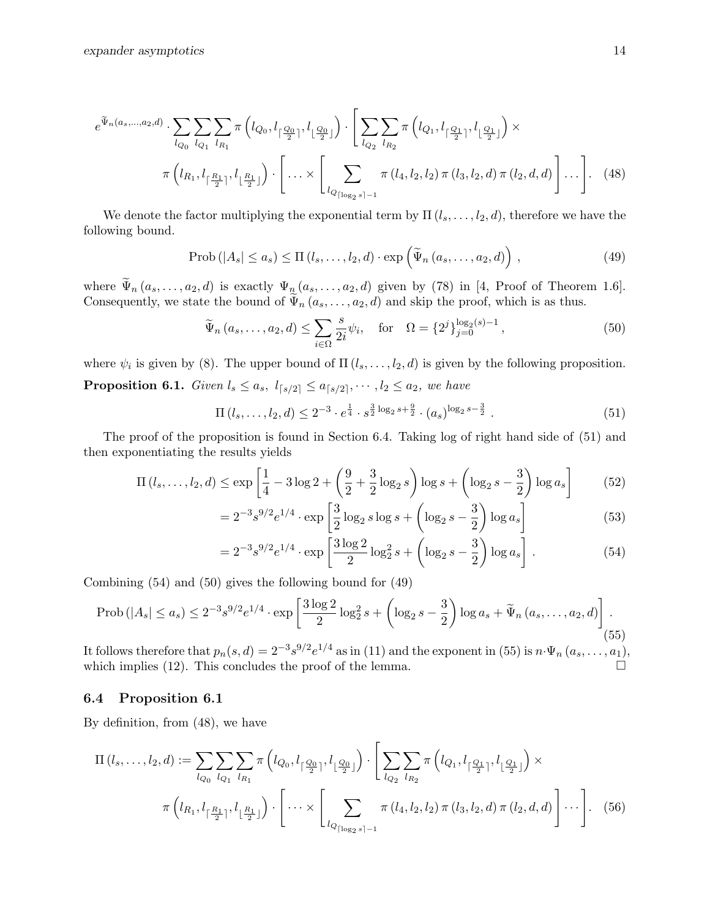$$
e^{\widetilde{\Psi}_n(a_s,\ldots,a_2,d)} \cdot \sum_{l_{Q_0}} \sum_{l_{Q_1}} \sum_{l_{R_1}} \pi\left(l_{Q_0}, l_{\lceil \frac{Q_0}{2} \rceil}, l_{\lfloor \frac{Q_0}{2} \rfloor}\right) \cdot \left[ \sum_{l_{Q_2}} \sum_{l_{R_2}} \pi\left(l_{Q_1}, l_{\lceil \frac{Q_1}{2} \rceil}, l_{\lfloor \frac{Q_1}{2} \rfloor}\right) \times \right.
$$

$$
\left. \pi\left(l_{R_1}, l_{\lceil \frac{R_1}{2} \rceil}, l_{\lfloor \frac{R_1}{2} \rfloor}\right) \cdot \left[ \ldots \times \left[ \sum_{l_{Q_{\lceil \log_2 s \rceil - 1}}} \pi\left(l_4, l_2, l_2\right) \pi\left(l_3, l_2, d\right) \pi\left(l_2, d, d\right) \right] \ldots \right]. \right. \quad (48)
$$

We denote the factor multiplying the exponential term by $\Pi\left(l_s, \ldots, l_2, d\right)$, therefore we have the following bound.

$$
\text{Prob}\left(|A_s| \leq a_s\right) \leq \Pi\left(l_s, \ldots, l_2, d\right) \cdot \exp\left(\widetilde{\Psi}_n\left(a_s, \ldots, a_2, d\right)\right), \quad (49)
$$

where $\widetilde{\Psi}_n\left(a_s, \ldots, a_2, d\right)$ is exactly $\Psi_n\left(a_s, \ldots, a_2, d\right)$ given by (78) in [4, Proof of Theorem 1.6]. Consequently, we state the bound of $\widetilde{\Psi}_n\left(a_s, \ldots, a_2, d\right)$ and skip the proof, which is as thus.

$$
\widetilde{\Psi}_n\left(a_s, \ldots, a_2, d\right) \leq \sum_{i \in \Omega} \frac{s}{2i} \psi_i, \quad \text{for} \quad \Omega = \{2^j\}_{j=0}^{\log_2(s)-1}, \quad (50)
$$

where $\psi_i$ is given by (8). The upper bound of $\Pi\left(l_s, \ldots, l_2, d\right)$ is given by the following proposition.

**Proposition 6.1.** *Given* $l_s \leq a_s,\ l_{\lceil s/2 \rceil} \leq a_{\lceil s/2 \rceil}, \cdots, l_2 \leq a_2$, *we have*

$$
\Pi\left(l_s, \ldots, l_2, d\right) \leq 2^{-3} \cdot e^{\frac{1}{4}} \cdot s^{\frac{3}{2}\log_2 s + \frac{9}{2}} \cdot \left(a_s\right)^{\log_2 s - \frac{3}{2}}. \quad (51)
$$

The proof of the proposition is found in Section 6.4. Taking log of right hand side of (51) and then exponentiating the results yields

$$
\Pi\left(l_s, \ldots, l_2, d\right) \leq \exp\left[\frac{1}{4} - 3\log 2 + \left(\frac{9}{2} + \frac{3}{2}\log_2 s\right)\log s + \left(\log_2 s - \frac{3}{2}\right)\log a_s\right] \quad (52)
$$

$$
= 2^{-3} s^{9/2} e^{1/4} \cdot \exp\left[\frac{3}{2}\log_2 s \log s + \left(\log_2 s - \frac{3}{2}\right)\log a_s\right] \quad (53)
$$

$$
= 2^{-3} s^{9/2} e^{1/4} \cdot \exp\left[\frac{3\log 2}{2}\log_2^2 s + \left(\log_2 s - \frac{3}{2}\right)\log a_s\right]. \quad (54)
$$

Combining (54) and (50) gives the following bound for (49)

$$
\text{Prob}\left(|A_s| \leq a_s\right) \leq 2^{-3} s^{9/2} e^{1/4} \cdot \exp\left[\frac{3\log 2}{2}\log_2^2 s + \left(\log_2 s - \frac{3}{2}\right)\log a_s + \widetilde{\Psi}_n\left(a_s, \ldots, a_2, d\right)\right]. \quad (55)
$$

It follows therefore that $p_n(s,d) = 2^{-3} s^{9/2} e^{1/4}$ as in (11) and the exponent in (55) is $n \cdot \Psi_n\left(a_s, \ldots, a_1\right)$, which implies (12). This concludes the proof of the lemma. □

### 6.4 Proposition 6.1

By definition, from (48), we have

$$
\Pi\left(l_s, \ldots, l_2, d\right) := \sum_{l_{Q_0}} \sum_{l_{Q_1}} \sum_{l_{R_1}} \pi\left(l_{Q_0}, l_{\lceil \frac{Q_0}{2} \rceil}, l_{\lfloor \frac{Q_0}{2} \rfloor}\right) \cdot \left[ \sum_{l_{Q_2}} \sum_{l_{R_2}} \pi\left(l_{Q_1}, l_{\lceil \frac{Q_1}{2} \rceil}, l_{\lfloor \frac{Q_1}{2} \rfloor}\right) \times \right.
$$

$$
\left. \pi\left(l_{R_1}, l_{\lceil \frac{R_1}{2} \rceil}, l_{\lfloor \frac{R_1}{2} \rfloor}\right) \cdot \left[ \cdots \times \left[ \sum_{l_{Q_{\lceil \log_2 s \rceil - 1}}} \pi\left(l_4, l_2, l_2\right) \pi\left(l_3, l_2, d\right) \pi\left(l_2, d, d\right) \right] \cdots \right]. \right. \quad (56)
$$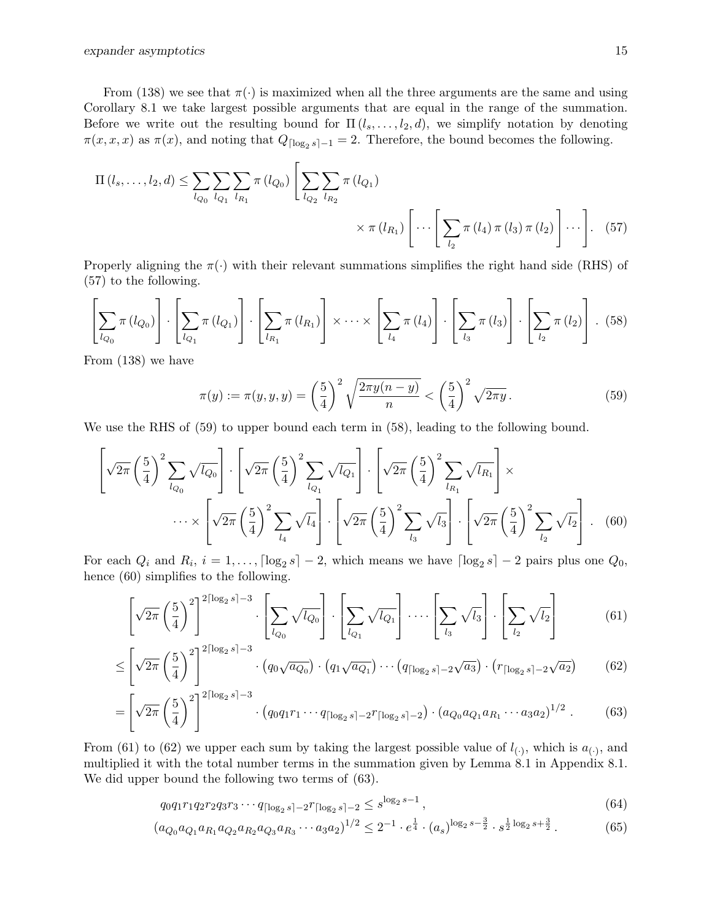From (138) we see that $\pi(\cdot)$ is maximized when all the three arguments are the same and using Corollary 8.1 we take largest possible arguments that are equal in the range of the summation. Before we write out the resulting bound for $\Pi(l_s, \ldots, l_2, d)$, we simplify notation by denoting $\pi(x, x, x)$ as $\pi(x)$, and noting that $Q_{\lceil \log_2 s \rceil - 1} = 2$. Therefore, the bound becomes the following.

$$\Pi(l_s, \ldots, l_2, d) \leq \sum_{l_{Q_0}} \sum_{l_{Q_1}} \sum_{l_{R_1}} \pi(l_{Q_0}) \left[ \sum_{l_{Q_2}} \sum_{l_{R_2}} \pi(l_{Q_1}) \right. \\ \left. \times \pi(l_{R_1}) \left[ \cdots \left[ \sum_{l_2} \pi(l_4)\, \pi(l_3)\, \pi(l_2) \right] \cdots \right] \right]. \quad (57)$$

Properly aligning the $\pi(\cdot)$ with their relevant summations simplifies the right hand side (RHS) of (57) to the following.

$$\left[ \sum_{l_{Q_0}} \pi(l_{Q_0}) \right] \cdot \left[ \sum_{l_{Q_1}} \pi(l_{Q_1}) \right] \cdot \left[ \sum_{l_{R_1}} \pi(l_{R_1}) \right] \times \cdots \times \left[ \sum_{l_4} \pi(l_4) \right] \cdot \left[ \sum_{l_3} \pi(l_3) \right] \cdot \left[ \sum_{l_2} \pi(l_2) \right]. \quad (58)$$

From (138) we have

$$\pi(y) := \pi(y, y, y) = \left(\frac{5}{4}\right)^2 \sqrt{\frac{2\pi y(n-y)}{n}} < \left(\frac{5}{4}\right)^2 \sqrt{2\pi y}\,. \quad (59)$$

We use the RHS of (59) to upper bound each term in (58), leading to the following bound.

$$\left[ \sqrt{2\pi} \left(\frac{5}{4}\right)^2 \sum_{l_{Q_0}} \sqrt{l_{Q_0}} \right] \cdot \left[ \sqrt{2\pi} \left(\frac{5}{4}\right)^2 \sum_{l_{Q_1}} \sqrt{l_{Q_1}} \right] \cdot \left[ \sqrt{2\pi} \left(\frac{5}{4}\right)^2 \sum_{l_{R_1}} \sqrt{l_{R_1}} \right] \times \\ \cdots \times \left[ \sqrt{2\pi} \left(\frac{5}{4}\right)^2 \sum_{l_4} \sqrt{l_4} \right] \cdot \left[ \sqrt{2\pi} \left(\frac{5}{4}\right)^2 \sum_{l_3} \sqrt{l_3} \right] \cdot \left[ \sqrt{2\pi} \left(\frac{5}{4}\right)^2 \sum_{l_2} \sqrt{l_2} \right]. \quad (60)$$

For each $Q_i$ and $R_i$, $i = 1, \ldots, \lceil \log_2 s \rceil - 2$, which means we have $\lceil \log_2 s \rceil - 2$ pairs plus one $Q_0$, hence (60) simplifies to the following.

$$\left[ \sqrt{2\pi} \left(\frac{5}{4}\right)^2 \right]^{2\lceil \log_2 s \rceil - 3} \cdot \left[ \sum_{l_{Q_0}} \sqrt{l_{Q_0}} \right] \cdot \left[ \sum_{l_{Q_1}} \sqrt{l_{Q_1}} \right] \cdots \left[ \sum_{l_3} \sqrt{l_3} \right] \cdot \left[ \sum_{l_2} \sqrt{l_2} \right] \quad (61)$$

$$\leq \left[ \sqrt{2\pi} \left(\frac{5}{4}\right)^2 \right]^{2\lceil \log_2 s \rceil - 3} \cdot \left( q_0 \sqrt{a_{Q_0}} \right) \cdot \left( q_1 \sqrt{a_{Q_1}} \right) \cdots \left( q_{\lceil \log_2 s \rceil - 2} \sqrt{a_3} \right) \cdot \left( r_{\lceil \log_2 s \rceil - 2} \sqrt{a_2} \right) \quad (62)$$

$$= \left[ \sqrt{2\pi} \left(\frac{5}{4}\right)^2 \right]^{2\lceil \log_2 s \rceil - 3} \cdot \left( q_0 q_1 r_1 \cdots q_{\lceil \log_2 s \rceil - 2} r_{\lceil \log_2 s \rceil - 2} \right) \cdot \left( a_{Q_0} a_{Q_1} a_{R_1} \cdots a_3 a_2 \right)^{1/2}. \quad (63)$$

From (61) to (62) we upper each sum by taking the largest possible value of $l_{(\cdot)}$, which is $a_{(\cdot)}$, and multiplied it with the total number terms in the summation given by Lemma 8.1 in Appendix 8.1. We did upper bound the following two terms of (63).

$$q_0 q_1 r_1 q_2 r_2 q_3 r_3 \cdots q_{\lceil \log_2 s \rceil - 2} r_{\lceil \log_2 s \rceil - 2} \leq s^{\log_2 s - 1}, \quad (64)$$

$$\left( a_{Q_0} a_{Q_1} a_{R_1} a_{Q_2} a_{R_2} a_{Q_3} a_{R_3} \cdots a_3 a_2 \right)^{1/2} \leq 2^{-1} \cdot e^{\frac{1}{4}} \cdot (a_s)^{\log_2 s - \frac{3}{2}} \cdot s^{\frac{1}{2} \log_2 s + \frac{3}{2}}. \quad (65)$$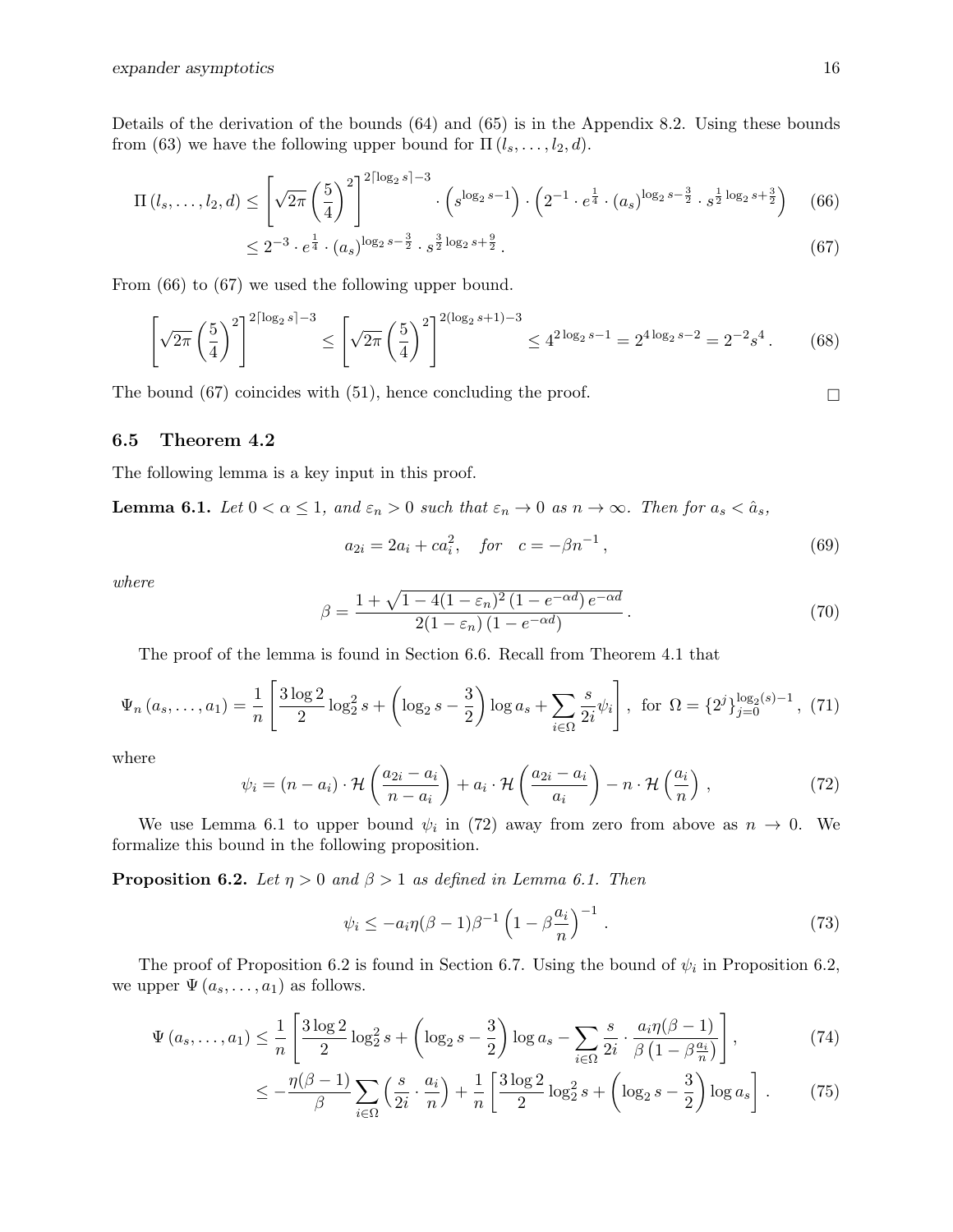Details of the derivation of the bounds (64) and (65) is in the Appendix 8.2. Using these bounds from (63) we have the following upper bound for $\Pi\left(l_s, \ldots, l_2, d\right)$.

$$
\begin{aligned}
\Pi\left(l_s, \ldots, l_2, d\right) &\leq \left[\sqrt{2\pi}\left(\frac{5}{4}\right)^2\right]^{2\lceil \log_2 s\rceil - 3} \cdot \left(s^{\log_2 s - 1}\right) \cdot \left(2^{-1} \cdot e^{\frac{1}{4}} \cdot \left(a_s\right)^{\log_2 s - \frac{3}{2}} \cdot s^{\frac{1}{2}\log_2 s + \frac{3}{2}}\right) && (66)\\
&\leq 2^{-3} \cdot e^{\frac{1}{4}} \cdot \left(a_s\right)^{\log_2 s - \frac{3}{2}} \cdot s^{\frac{3}{2}\log_2 s + \frac{9}{2}}\,. && (67)
\end{aligned}
$$

From (66) to (67) we used the following upper bound.

$$
\left[\sqrt{2\pi}\left(\frac{5}{4}\right)^2\right]^{2\lceil \log_2 s\rceil - 3} \leq \left[\sqrt{2\pi}\left(\frac{5}{4}\right)^2\right]^{2(\log_2 s + 1) - 3} \leq 4^{2\log_2 s - 1} = 2^{4\log_2 s - 2} = 2^{-2} s^4\,. \qquad (68)
$$

The bound (67) coincides with (51), hence concluding the proof. $\square$

### 6.5 Theorem 4.2

The following lemma is a key input in this proof.

**Lemma 6.1.** *Let $0 < \alpha \leq 1$, and $\varepsilon_n > 0$ such that $\varepsilon_n \to 0$ as $n \to \infty$. Then for $a_s < \hat{a}_s$,*

$$
a_{2i} = 2a_i + c a_i^2, \quad \text{for} \quad c = -\beta n^{-1}\,, \qquad (69)
$$

*where*

$$
\beta = \frac{1 + \sqrt{1 - 4(1-\varepsilon_n)^2\left(1 - e^{-\alpha d}\right)e^{-\alpha d}}}{2(1-\varepsilon_n)\left(1 - e^{-\alpha d}\right)}\,. \qquad (70)
$$

The proof of the lemma is found in Section 6.6. Recall from Theorem 4.1 that

$$
\Psi_n\left(a_s, \ldots, a_1\right) = \frac{1}{n}\left[\frac{3\log 2}{2}\log_2^2 s + \left(\log_2 s - \frac{3}{2}\right)\log a_s + \sum_{i\in\Omega}\frac{s}{2i}\psi_i\right], \text{ for } \Omega = \{2^j\}_{j=0}^{\log_2(s)-1}, \qquad (71)
$$

where

$$
\psi_i = (n - a_i)\cdot \mathcal{H}\left(\frac{a_{2i} - a_i}{n - a_i}\right) + a_i \cdot \mathcal{H}\left(\frac{a_{2i} - a_i}{a_i}\right) - n \cdot \mathcal{H}\left(\frac{a_i}{n}\right), \qquad (72)
$$

We use Lemma 6.1 to upper bound $\psi_i$ in (72) away from zero from above as $n \to 0$. We formalize this bound in the following proposition.

**Proposition 6.2.** *Let $\eta > 0$ and $\beta > 1$ as defined in Lemma 6.1. Then*

$$
\psi_i \leq -a_i \eta (\beta - 1)\beta^{-1}\left(1 - \beta\frac{a_i}{n}\right)^{-1}. \qquad (73)
$$

The proof of Proposition 6.2 is found in Section 6.7. Using the bound of $\psi_i$ in Proposition 6.2, we upper $\Psi\left(a_s, \ldots, a_1\right)$ as follows.

$$
\begin{aligned}
\Psi\left(a_s, \ldots, a_1\right) &\leq \frac{1}{n}\left[\frac{3\log 2}{2}\log_2^2 s + \left(\log_2 s - \frac{3}{2}\right)\log a_s - \sum_{i\in\Omega}\frac{s}{2i}\cdot\frac{a_i \eta(\beta - 1)}{\beta\left(1 - \beta\frac{a_i}{n}\right)}\right], && (74)\\
&\leq -\frac{\eta(\beta-1)}{\beta}\sum_{i\in\Omega}\left(\frac{s}{2i}\cdot\frac{a_i}{n}\right) + \frac{1}{n}\left[\frac{3\log 2}{2}\log_2^2 s + \left(\log_2 s - \frac{3}{2}\right)\log a_s\right]. && (75)
\end{aligned}
$$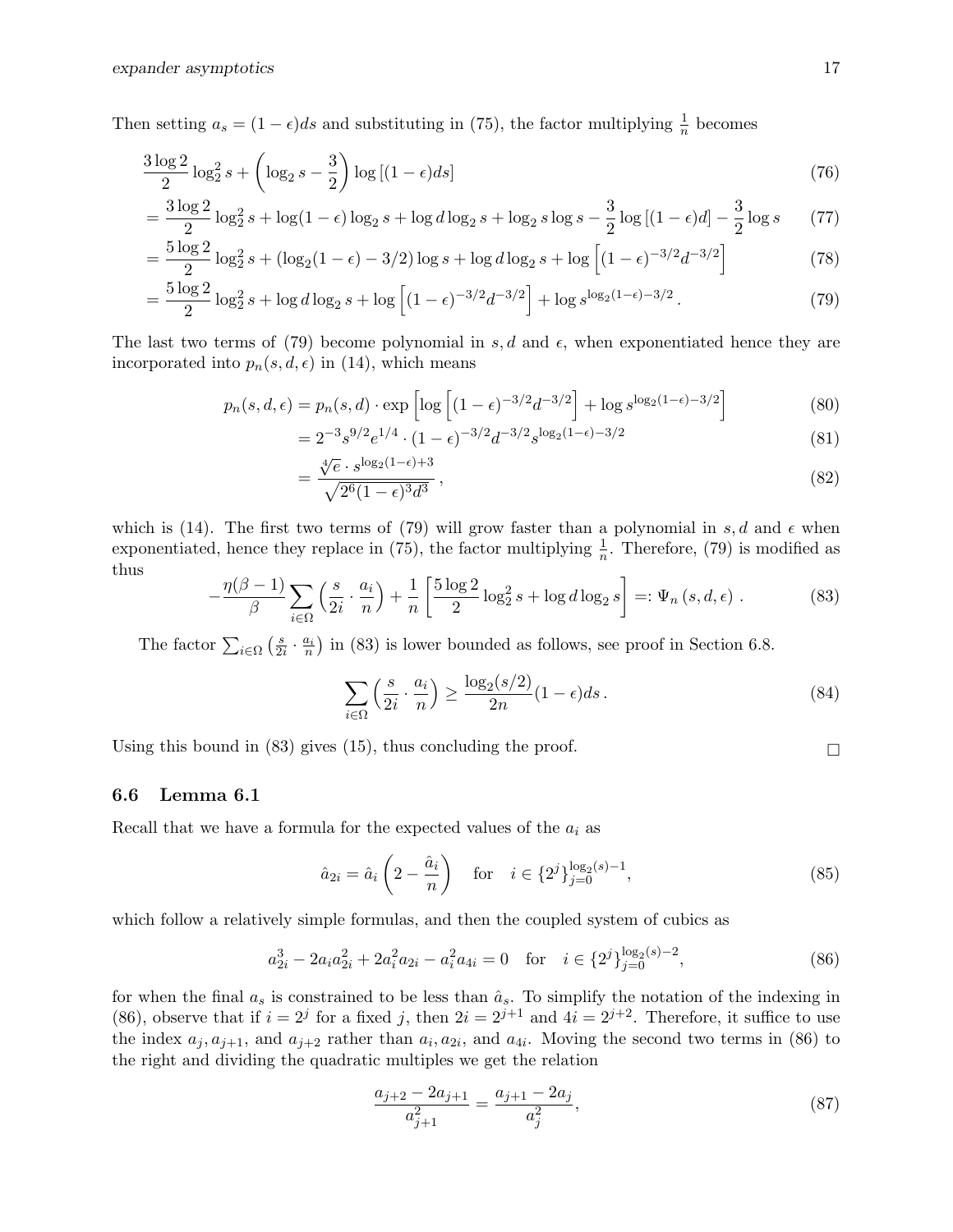Then setting $a_s = (1-\epsilon)ds$ and substituting in (75), the factor multiplying $\frac{1}{n}$ becomes

$$
\begin{aligned}
&\frac{3\log 2}{2}\log_2^2 s + \left(\log_2 s - \frac{3}{2}\right)\log\left[(1-\epsilon)ds\right] && (76)\\
&= \frac{3\log 2}{2}\log_2^2 s + \log(1-\epsilon)\log_2 s + \log d \log_2 s + \log_2 s \log s - \frac{3}{2}\log\left[(1-\epsilon)d\right] - \frac{3}{2}\log s && (77)\\
&= \frac{5\log 2}{2}\log_2^2 s + (\log_2(1-\epsilon) - 3/2)\log s + \log d \log_2 s + \log\left[(1-\epsilon)^{-3/2}d^{-3/2}\right] && (78)\\
&= \frac{5\log 2}{2}\log_2^2 s + \log d \log_2 s + \log\left[(1-\epsilon)^{-3/2}d^{-3/2}\right] + \log s^{\log_2(1-\epsilon)-3/2}\,. && (79)
\end{aligned}
$$

The last two terms of (79) become polynomial in $s, d$ and $\epsilon$, when exponentiated hence they are incorporated into $p_n(s,d,\epsilon)$ in (14), which means

$$
\begin{aligned}
p_n(s,d,\epsilon) &= p_n(s,d)\cdot \exp\left[\log\left[(1-\epsilon)^{-3/2}d^{-3/2}\right] + \log s^{\log_2(1-\epsilon)-3/2}\right] && (80)\\
&= 2^{-3}s^{9/2}e^{1/4}\cdot(1-\epsilon)^{-3/2}d^{-3/2}s^{\log_2(1-\epsilon)-3/2} && (81)\\
&= \frac{\sqrt[4]{e}\cdot s^{\log_2(1-\epsilon)+3}}{\sqrt{2^6(1-\epsilon)^3d^3}}\,, && (82)
\end{aligned}
$$

which is (14). The first two terms of (79) will grow faster than a polynomial in $s, d$ and $\epsilon$ when exponentiated, hence they replace in (75), the factor multiplying $\frac{1}{n}$. Therefore, (79) is modified as thus

$$
-\frac{\eta(\beta-1)}{\beta}\sum_{i\in\Omega}\left(\frac{s}{2i}\cdot\frac{a_i}{n}\right) + \frac{1}{n}\left[\frac{5\log 2}{2}\log_2^2 s + \log d \log_2 s\right] =: \Psi_n(s,d,\epsilon)\,. \quad (83)
$$

The factor $\sum_{i\in\Omega}\left(\frac{s}{2i}\cdot\frac{a_i}{n}\right)$ in (83) is lower bounded as follows, see proof in Section 6.8.

$$
\sum_{i\in\Omega}\left(\frac{s}{2i}\cdot\frac{a_i}{n}\right) \geq \frac{\log_2(s/2)}{2n}(1-\epsilon)ds\,. \quad (84)
$$

Using this bound in (83) gives (15), thus concluding the proof. □

### 6.6 Lemma 6.1

Recall that we have a formula for the expected values of the $a_i$ as

$$
\hat{a}_{2i} = \hat{a}_i\left(2 - \frac{\hat{a}_i}{n}\right) \quad \text{for} \quad i \in \{2^j\}_{j=0}^{\log_2(s)-1}, \quad (85)
$$

which follow a relatively simple formulas, and then the coupled system of cubics as

$$
a_{2i}^3 - 2a_i a_{2i}^2 + 2a_i^2 a_{2i} - a_i^2 a_{4i} = 0 \quad \text{for} \quad i \in \{2^j\}_{j=0}^{\log_2(s)-2}, \quad (86)
$$

for when the final $a_s$ is constrained to be less than $\hat{a}_s$. To simplify the notation of the indexing in (86), observe that if $i = 2^j$ for a fixed $j$, then $2i = 2^{j+1}$ and $4i = 2^{j+2}$. Therefore, it suffice to use the index $a_j, a_{j+1}$, and $a_{j+2}$ rather than $a_i, a_{2i}$, and $a_{4i}$. Moving the second two terms in (86) to the right and dividing the quadratic multiples we get the relation

$$
\frac{a_{j+2} - 2a_{j+1}}{a_{j+1}^2} = \frac{a_{j+1} - 2a_j}{a_j^2}, \quad (87)
$$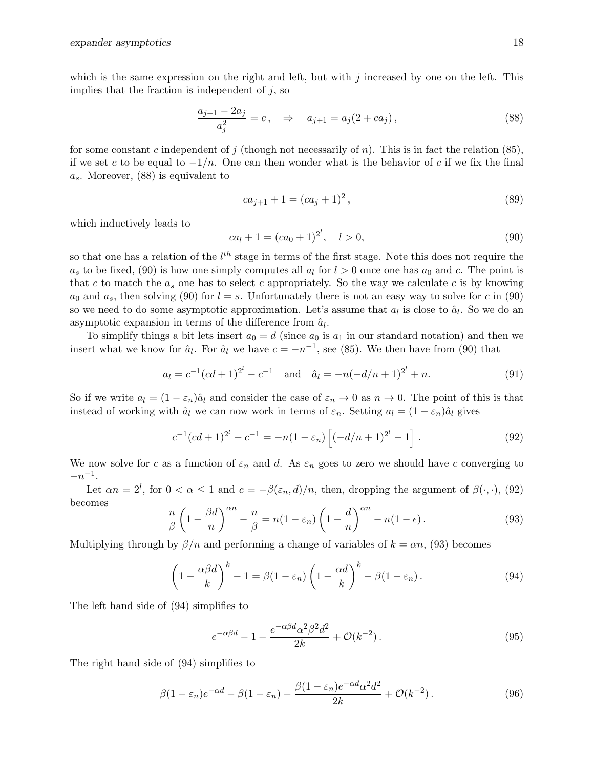which is the same expression on the right and left, but with $j$ increased by one on the left. This implies that the fraction is independent of $j$, so

$$\frac{a_{j+1} - 2a_j}{a_j^2} = c\,, \quad \Rightarrow \quad a_{j+1} = a_j(2 + ca_j)\,, \tag{88}$$

for some constant $c$ independent of $j$ (though not necessarily of $n$). This is in fact the relation (85), if we set $c$ to be equal to $-1/n$. One can then wonder what is the behavior of $c$ if we fix the final $a_s$. Moreover, (88) is equivalent to

$$ca_{j+1} + 1 = (ca_j + 1)^2\,, \tag{89}$$

which inductively leads to

$$ca_l + 1 = (ca_0 + 1)^{2^l}, \quad l > 0, \tag{90}$$

so that one has a relation of the $l^{th}$ stage in terms of the first stage. Note this does not require the $a_s$ to be fixed, (90) is how one simply computes all $a_l$ for $l > 0$ once one has $a_0$ and $c$. The point is that $c$ to match the $a_s$ one has to select $c$ appropriately. So the way we calculate $c$ is by knowing $a_0$ and $a_s$, then solving (90) for $l = s$. Unfortunately there is not an easy way to solve for $c$ in (90) so we need to do some asymptotic approximation. Let's assume that $a_l$ is close to $\hat{a}_l$. So we do an asymptotic expansion in terms of the difference from $\hat{a}_l$.

To simplify things a bit lets insert $a_0 = d$ (since $a_0$ is $a_1$ in our standard notation) and then we insert what we know for $\hat{a}_l$. For $\hat{a}_l$ we have $c = -n^{-1}$, see (85). We then have from (90) that

$$a_l = c^{-1}(cd + 1)^{2^l} - c^{-1} \quad \text{and} \quad \hat{a}_l = -n(-d/n + 1)^{2^l} + n. \tag{91}$$

So if we write $a_l = (1 - \varepsilon_n)\hat{a}_l$ and consider the case of $\varepsilon_n \to 0$ as $n \to 0$. The point of this is that instead of working with $\hat{a}_l$ we can now work in terms of $\varepsilon_n$. Setting $a_l = (1 - \varepsilon_n)\hat{a}_l$ gives

$$c^{-1}(cd + 1)^{2^l} - c^{-1} = -n(1 - \varepsilon_n)\left[(-d/n + 1)^{2^l} - 1\right]. \tag{92}$$

We now solve for $c$ as a function of $\varepsilon_n$ and $d$. As $\varepsilon_n$ goes to zero we should have $c$ converging to $-n^{-1}$.

Let $\alpha n = 2^l$, for $0 < \alpha \leq 1$ and $c = -\beta(\varepsilon_n, d)/n$, then, dropping the argument of $\beta(\cdot, \cdot)$, (92) becomes

$$\frac{n}{\beta}\left(1 - \frac{\beta d}{n}\right)^{\alpha n} - \frac{n}{\beta} = n(1 - \varepsilon_n)\left(1 - \frac{d}{n}\right)^{\alpha n} - n(1 - \epsilon)\,. \tag{93}$$

Multiplying through by $\beta/n$ and performing a change of variables of $k = \alpha n$, (93) becomes

$$\left(1 - \frac{\alpha\beta d}{k}\right)^k - 1 = \beta(1 - \varepsilon_n)\left(1 - \frac{\alpha d}{k}\right)^k - \beta(1 - \varepsilon_n)\,. \tag{94}$$

The left hand side of (94) simplifies to

$$e^{-\alpha\beta d} - 1 - \frac{e^{-\alpha\beta d}\alpha^2\beta^2 d^2}{2k} + \mathcal{O}(k^{-2})\,. \tag{95}$$

The right hand side of (94) simplifies to

$$\beta(1 - \varepsilon_n)e^{-\alpha d} - \beta(1 - \varepsilon_n) - \frac{\beta(1 - \varepsilon_n)e^{-\alpha d}\alpha^2 d^2}{2k} + \mathcal{O}(k^{-2})\,. \tag{96}$$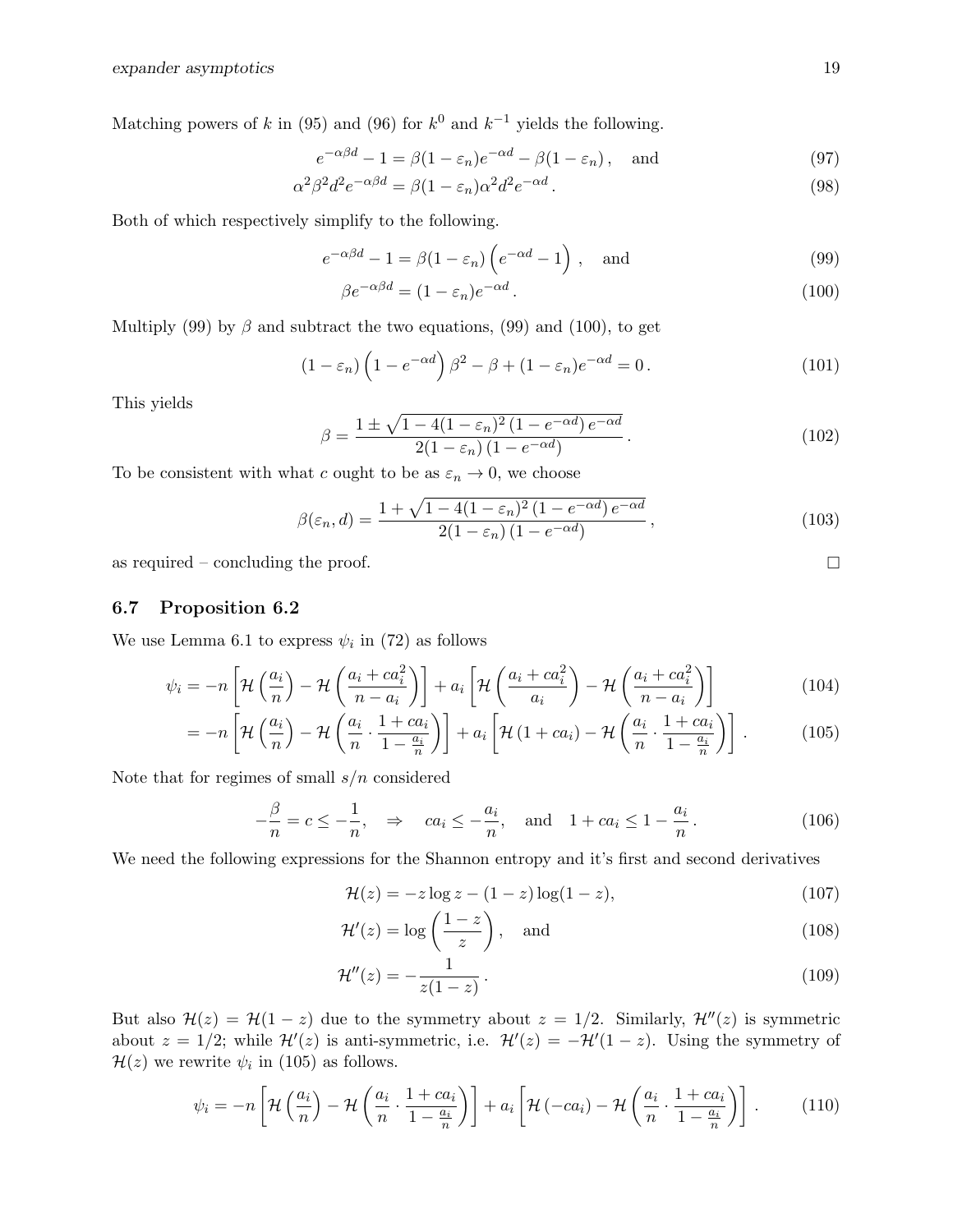Matching powers of $k$ in (95) and (96) for $k^0$ and $k^{-1}$ yields the following.

$$
e^{-\alpha\beta d} - 1 = \beta(1-\varepsilon_n)e^{-\alpha d} - \beta(1-\varepsilon_n)\,, \quad \text{and} \tag{97}
$$

$$
\alpha^2\beta^2 d^2 e^{-\alpha\beta d} = \beta(1-\varepsilon_n)\alpha^2 d^2 e^{-\alpha d}\,. \tag{98}
$$

Both of which respectively simplify to the following.

$$
e^{-\alpha\beta d} - 1 = \beta(1-\varepsilon_n)\left(e^{-\alpha d} - 1\right)\,, \quad \text{and} \tag{99}
$$

$$
\beta e^{-\alpha\beta d} = (1-\varepsilon_n)e^{-\alpha d}\,. \tag{100}
$$

Multiply (99) by $\beta$ and subtract the two equations, (99) and (100), to get

$$
(1-\varepsilon_n)\left(1-e^{-\alpha d}\right)\beta^2 - \beta + (1-\varepsilon_n)e^{-\alpha d} = 0\,. \tag{101}
$$

This yields

$$
\beta = \frac{1 \pm \sqrt{1-4(1-\varepsilon_n)^2\left(1-e^{-\alpha d}\right)e^{-\alpha d}}}{2(1-\varepsilon_n)\left(1-e^{-\alpha d}\right)}\,. \tag{102}
$$

To be consistent with what $c$ ought to be as $\varepsilon_n \to 0$, we choose

$$
\beta(\varepsilon_n, d) = \frac{1 + \sqrt{1-4(1-\varepsilon_n)^2\left(1-e^{-\alpha d}\right)e^{-\alpha d}}}{2(1-\varepsilon_n)\left(1-e^{-\alpha d}\right)}\,, \tag{103}
$$

as required – concluding the proof. □

### 6.7 Proposition 6.2

We use Lemma 6.1 to express $\psi_i$ in (72) as follows

$$
\psi_i = -n\left[\mathcal{H}\left(\frac{a_i}{n}\right) - \mathcal{H}\left(\frac{a_i + ca_i^2}{n-a_i}\right)\right] + a_i\left[\mathcal{H}\left(\frac{a_i + ca_i^2}{a_i}\right) - \mathcal{H}\left(\frac{a_i + ca_i^2}{n-a_i}\right)\right] \tag{104}
$$

$$
= -n\left[\mathcal{H}\left(\frac{a_i}{n}\right) - \mathcal{H}\left(\frac{a_i}{n}\cdot\frac{1+ca_i}{1-\frac{a_i}{n}}\right)\right] + a_i\left[\mathcal{H}\left(1+ca_i\right) - \mathcal{H}\left(\frac{a_i}{n}\cdot\frac{1+ca_i}{1-\frac{a_i}{n}}\right)\right]\,. \tag{105}
$$

Note that for regimes of small $s/n$ considered

$$
-\frac{\beta}{n} = c \le -\frac{1}{n}, \quad \Rightarrow \quad ca_i \le -\frac{a_i}{n}, \quad \text{and} \quad 1 + ca_i \le 1 - \frac{a_i}{n}\,. \tag{106}
$$

We need the following expressions for the Shannon entropy and it's first and second derivatives

$$
\mathcal{H}(z) = -z\log z - (1-z)\log(1-z), \tag{107}
$$

$$
\mathcal{H}'(z) = \log\left(\frac{1-z}{z}\right), \quad \text{and} \tag{108}
$$

$$
\mathcal{H}''(z) = -\frac{1}{z(1-z)}\,. \tag{109}
$$

But also $\mathcal{H}(z) = \mathcal{H}(1-z)$ due to the symmetry about $z = 1/2$. Similarly, $\mathcal{H}''(z)$ is symmetric about $z = 1/2$; while $\mathcal{H}'(z)$ is anti-symmetric, i.e. $\mathcal{H}'(z) = -\mathcal{H}'(1-z)$. Using the symmetry of $\mathcal{H}(z)$ we rewrite $\psi_i$ in (105) as follows.

$$
\psi_i = -n\left[\mathcal{H}\left(\frac{a_i}{n}\right) - \mathcal{H}\left(\frac{a_i}{n}\cdot\frac{1+ca_i}{1-\frac{a_i}{n}}\right)\right] + a_i\left[\mathcal{H}\left(-ca_i\right) - \mathcal{H}\left(\frac{a_i}{n}\cdot\frac{1+ca_i}{1-\frac{a_i}{n}}\right)\right]\,. \tag{110}
$$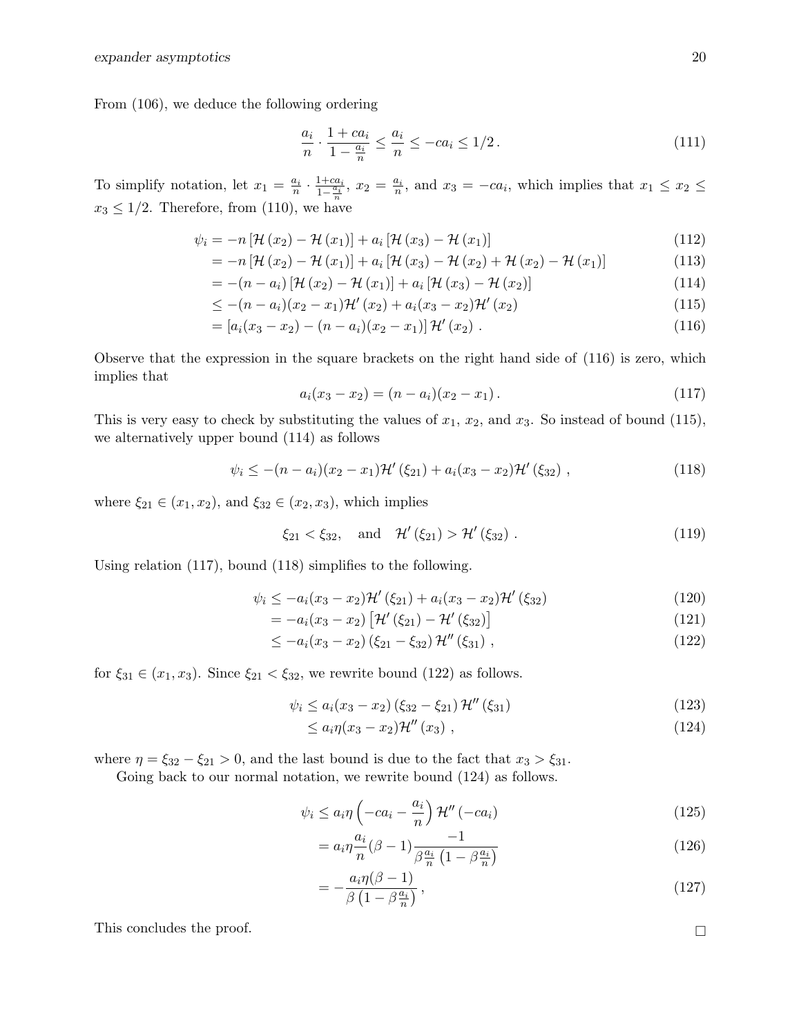From (106), we deduce the following ordering

$$\frac{a_i}{n} \cdot \frac{1 + ca_i}{1 - \frac{a_i}{n}} \le \frac{a_i}{n} \le -ca_i \le 1/2\,. \tag{111}$$

To simplify notation, let $x_1 = \frac{a_i}{n} \cdot \frac{1+ca_i}{1-\frac{a_i}{n}}$, $x_2 = \frac{a_i}{n}$, and $x_3 = -ca_i$, which implies that $x_1 \le x_2 \le x_3 \le 1/2$. Therefore, from (110), we have

$$\psi_i = -n\left[\mathcal{H}(x_2) - \mathcal{H}(x_1)\right] + a_i\left[\mathcal{H}(x_3) - \mathcal{H}(x_1)\right] \tag{112}$$

$$= -n\left[\mathcal{H}(x_2) - \mathcal{H}(x_1)\right] + a_i\left[\mathcal{H}(x_3) - \mathcal{H}(x_2) + \mathcal{H}(x_2) - \mathcal{H}(x_1)\right] \tag{113}$$

$$= -(n - a_i)\left[\mathcal{H}(x_2) - \mathcal{H}(x_1)\right] + a_i\left[\mathcal{H}(x_3) - \mathcal{H}(x_2)\right] \tag{114}$$

$$\le -(n - a_i)(x_2 - x_1)\mathcal{H}'(x_2) + a_i(x_3 - x_2)\mathcal{H}'(x_2) \tag{115}$$

$$= \left[a_i(x_3 - x_2) - (n - a_i)(x_2 - x_1)\right]\mathcal{H}'(x_2)\,. \tag{116}$$

Observe that the expression in the square brackets on the right hand side of (116) is zero, which implies that

$$a_i(x_3 - x_2) = (n - a_i)(x_2 - x_1)\,. \tag{117}$$

This is very easy to check by substituting the values of $x_1$, $x_2$, and $x_3$. So instead of bound (115), we alternatively upper bound (114) as follows

$$\psi_i \le -(n - a_i)(x_2 - x_1)\mathcal{H}'(\xi_{21}) + a_i(x_3 - x_2)\mathcal{H}'(\xi_{32})\,, \tag{118}$$

where $\xi_{21} \in (x_1, x_2)$, and $\xi_{32} \in (x_2, x_3)$, which implies

$$\xi_{21} < \xi_{32}, \quad \text{and} \quad \mathcal{H}'(\xi_{21}) > \mathcal{H}'(\xi_{32})\,. \tag{119}$$

Using relation (117), bound (118) simplifies to the following.

$$\psi_i \le -a_i(x_3 - x_2)\mathcal{H}'(\xi_{21}) + a_i(x_3 - x_2)\mathcal{H}'(\xi_{32}) \tag{120}$$

$$= -a_i(x_3 - x_2)\left[\mathcal{H}'(\xi_{21}) - \mathcal{H}'(\xi_{32})\right] \tag{121}$$

$$\le -a_i(x_3 - x_2)\left(\xi_{21} - \xi_{32}\right)\mathcal{H}''(\xi_{31})\,, \tag{122}$$

for $\xi_{31} \in (x_1, x_3)$. Since $\xi_{21} < \xi_{32}$, we rewrite bound (122) as follows.

$$\psi_i \le a_i(x_3 - x_2)\left(\xi_{32} - \xi_{21}\right)\mathcal{H}''(\xi_{31}) \tag{123}$$

$$\le a_i\eta(x_3 - x_2)\mathcal{H}''(x_3)\,, \tag{124}$$

where $\eta = \xi_{32} - \xi_{21} > 0$, and the last bound is due to the fact that $x_3 > \xi_{31}$.

Going back to our normal notation, we rewrite bound (124) as follows.

$$\psi_i \le a_i\eta\left(-ca_i - \frac{a_i}{n}\right)\mathcal{H}''(-ca_i) \tag{125}$$

$$= a_i\eta\frac{a_i}{n}(\beta - 1)\frac{-1}{\beta\frac{a_i}{n}\left(1 - \beta\frac{a_i}{n}\right)} \tag{126}$$

$$= -\frac{a_i\eta(\beta - 1)}{\beta\left(1 - \beta\frac{a_i}{n}\right)}\,, \tag{127}$$

This concludes the proof. $\square$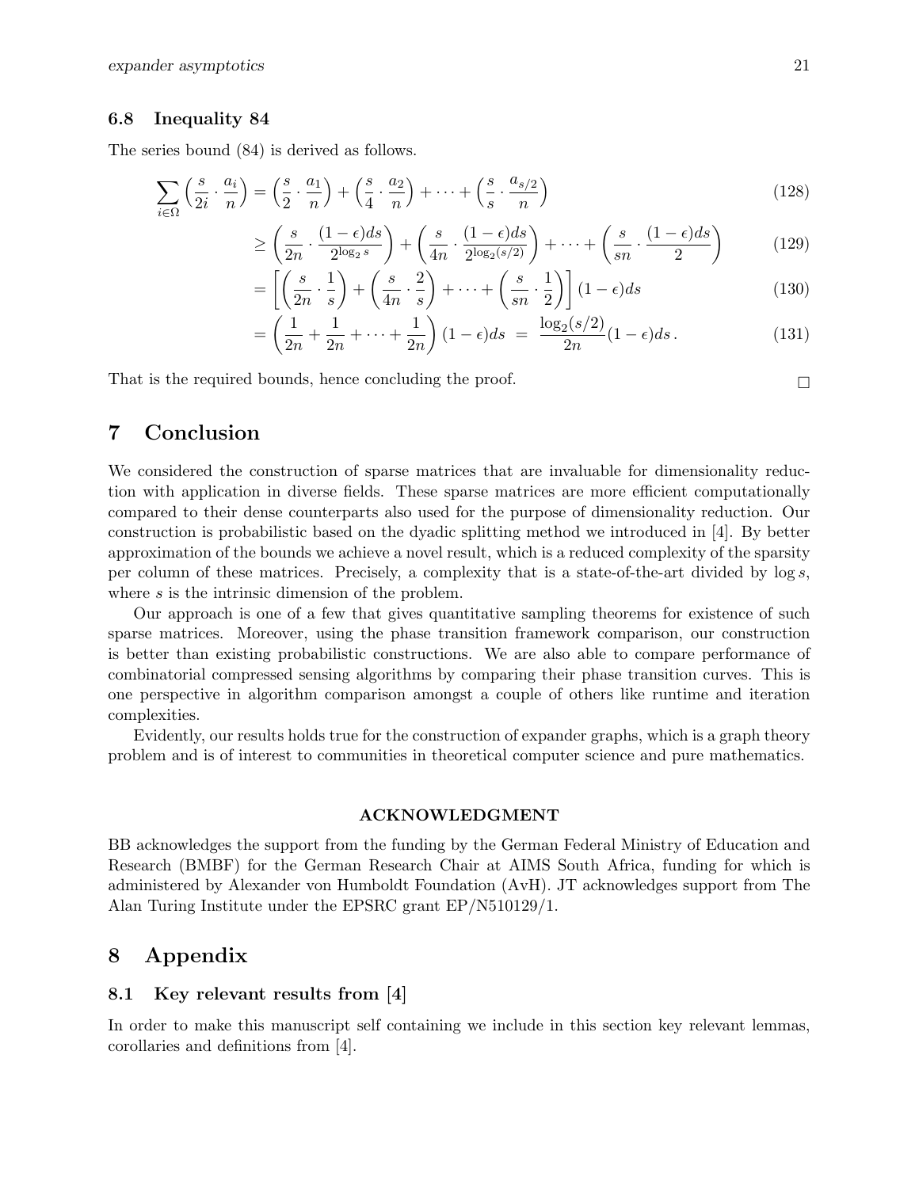### 6.8 Inequality 84

The series bound (84) is derived as follows.

$$\sum_{i\in\Omega}\left(\frac{s}{2i}\cdot\frac{a_i}{n}\right) = \left(\frac{s}{2}\cdot\frac{a_1}{n}\right) + \left(\frac{s}{4}\cdot\frac{a_2}{n}\right) + \cdots + \left(\frac{s}{s}\cdot\frac{a_{s/2}}{n}\right) \tag{128}$$

$$\geq \left(\frac{s}{2n}\cdot\frac{(1-\epsilon)ds}{2^{\log_2 s}}\right) + \left(\frac{s}{4n}\cdot\frac{(1-\epsilon)ds}{2^{\log_2(s/2)}}\right) + \cdots + \left(\frac{s}{sn}\cdot\frac{(1-\epsilon)ds}{2}\right) \tag{129}$$

$$= \left[\left(\frac{s}{2n}\cdot\frac{1}{s}\right) + \left(\frac{s}{4n}\cdot\frac{2}{s}\right) + \cdots + \left(\frac{s}{sn}\cdot\frac{1}{2}\right)\right](1-\epsilon)ds \tag{130}$$

$$= \left(\frac{1}{2n} + \frac{1}{2n} + \cdots + \frac{1}{2n}\right)(1-\epsilon)ds \;=\; \frac{\log_2(s/2)}{2n}(1-\epsilon)ds\,. \tag{131}$$

That is the required bounds, hence concluding the proof. □

# 7 Conclusion

We considered the construction of sparse matrices that are invaluable for dimensionality reduction with application in diverse fields. These sparse matrices are more efficient computationally compared to their dense counterparts also used for the purpose of dimensionality reduction. Our construction is probabilistic based on the dyadic splitting method we introduced in [4]. By better approximation of the bounds we achieve a novel result, which is a reduced complexity of the sparsity per column of these matrices. Precisely, a complexity that is a state-of-the-art divided by $\log s$, where $s$ is the intrinsic dimension of the problem.

Our approach is one of a few that gives quantitative sampling theorems for existence of such sparse matrices. Moreover, using the phase transition framework comparison, our construction is better than existing probabilistic constructions. We are also able to compare performance of combinatorial compressed sensing algorithms by comparing their phase transition curves. This is one perspective in algorithm comparison amongst a couple of others like runtime and iteration complexities.

Evidently, our results holds true for the construction of expander graphs, which is a graph theory problem and is of interest to communities in theoretical computer science and pure mathematics.

**ACKNOWLEDGMENT**

BB acknowledges the support from the funding by the German Federal Ministry of Education and Research (BMBF) for the German Research Chair at AIMS South Africa, funding for which is administered by Alexander von Humboldt Foundation (AvH). JT acknowledges support from The Alan Turing Institute under the EPSRC grant EP/N510129/1.

# 8 Appendix

## 8.1 Key relevant results from [4]

In order to make this manuscript self containing we include in this section key relevant lemmas, corollaries and definitions from [4].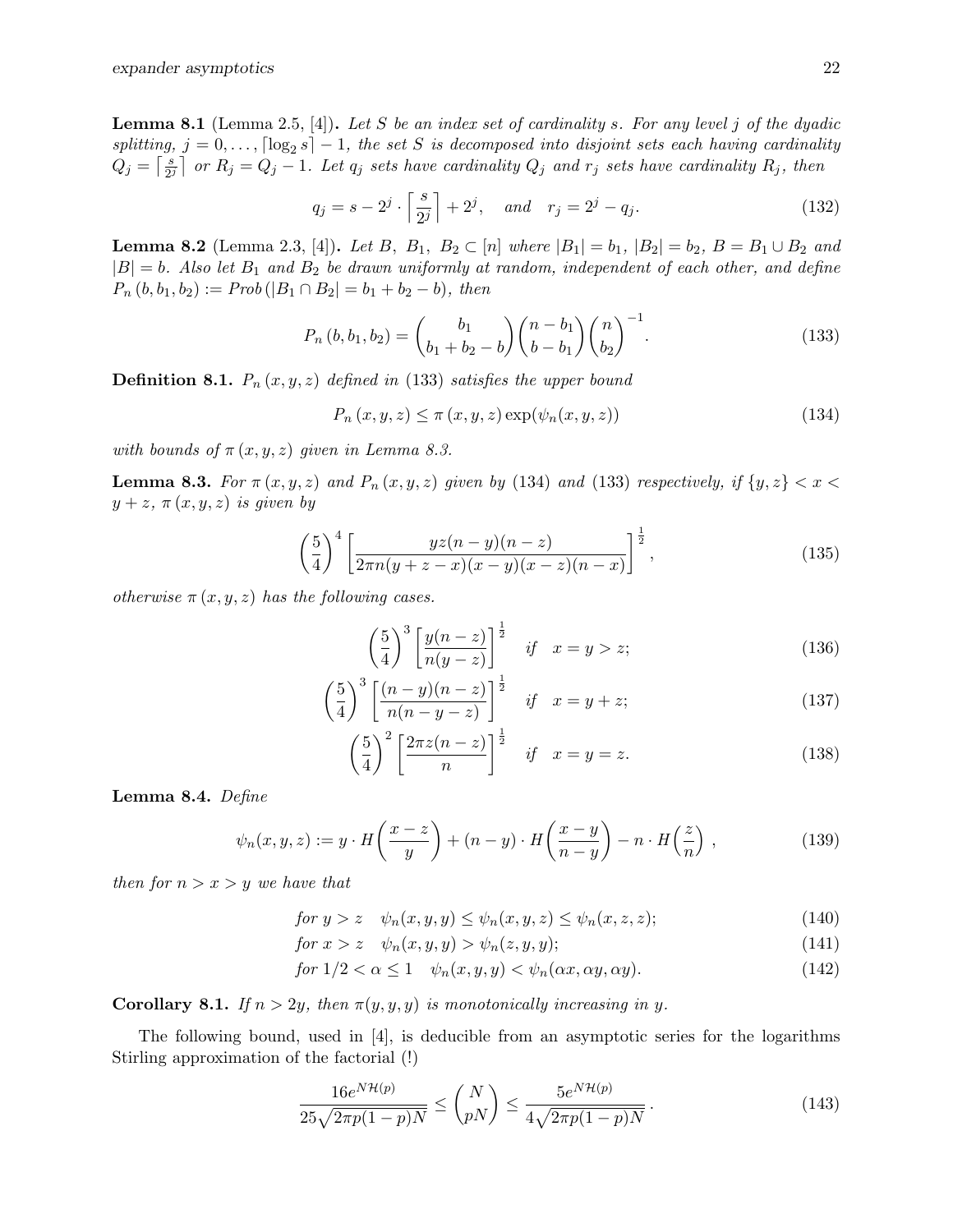**Lemma 8.1** (Lemma 2.5, [4])**.** *Let $S$ be an index set of cardinality $s$. For any level $j$ of the dyadic splitting, $j = 0, \ldots, \lceil \log_2 s \rceil - 1$, the set $S$ is decomposed into disjoint sets each having cardinality $Q_j = \left\lceil \frac{s}{2^j} \right\rceil$ or $R_j = Q_j - 1$. Let $q_j$ sets have cardinality $Q_j$ and $r_j$ sets have cardinality $R_j$, then*

$$q_j = s - 2^j \cdot \left\lceil \frac{s}{2^j} \right\rceil + 2^j, \quad \text{and} \quad r_j = 2^j - q_j. \tag{132}$$

**Lemma 8.2** (Lemma 2.3, [4])**.** *Let $B,\ B_1,\ B_2 \subset [n]$ where $|B_1| = b_1$, $|B_2| = b_2$, $B = B_1 \cup B_2$ and $|B| = b$. Also let $B_1$ and $B_2$ be drawn uniformly at random, independent of each other, and define $P_n(b, b_1, b_2) := Prob\left(|B_1 \cap B_2| = b_1 + b_2 - b\right)$, then*

$$P_n(b, b_1, b_2) = \binom{b_1}{b_1 + b_2 - b}\binom{n - b_1}{b - b_1}\binom{n}{b_2}^{-1}. \tag{133}$$

**Definition 8.1.** *$P_n(x, y, z)$ defined in (133) satisfies the upper bound*

$$P_n(x, y, z) \leq \pi(x, y, z) \exp(\psi_n(x, y, z)) \tag{134}$$

*with bounds of $\pi(x, y, z)$ given in Lemma 8.3.*

**Lemma 8.3.** *For $\pi(x, y, z)$ and $P_n(x, y, z)$ given by (134) and (133) respectively, if $\{y, z\} < x < y + z$, $\pi(x, y, z)$ is given by*

$$\left(\frac{5}{4}\right)^4 \left[\frac{yz(n-y)(n-z)}{2\pi n(y+z-x)(x-y)(x-z)(n-x)}\right]^{\frac{1}{2}}, \tag{135}$$

*otherwise $\pi(x, y, z)$ has the following cases.*

$$\left(\frac{5}{4}\right)^3 \left[\frac{y(n-z)}{n(y-z)}\right]^{\frac{1}{2}} \quad \text{if} \quad x = y > z; \tag{136}$$

$$\left(\frac{5}{4}\right)^3 \left[\frac{(n-y)(n-z)}{n(n-y-z)}\right]^{\frac{1}{2}} \quad \text{if} \quad x = y + z; \tag{137}$$

$$\left(\frac{5}{4}\right)^2 \left[\frac{2\pi z(n-z)}{n}\right]^{\frac{1}{2}} \quad \text{if} \quad x = y = z. \tag{138}$$

**Lemma 8.4.** *Define*

$$\psi_n(x, y, z) := y \cdot H\left(\frac{x - z}{y}\right) + (n - y) \cdot H\left(\frac{x - y}{n - y}\right) - n \cdot H\left(\frac{z}{n}\right), \tag{139}$$

*then for $n > x > y$ we have that*

$$\text{for } y > z \quad \psi_n(x, y, y) \leq \psi_n(x, y, z) \leq \psi_n(x, z, z); \tag{140}$$

$$\text{for } x > z \quad \psi_n(x, y, y) > \psi_n(z, y, y); \tag{141}$$

$$\text{for } 1/2 < \alpha \leq 1 \quad \psi_n(x, y, y) < \psi_n(\alpha x, \alpha y, \alpha y). \tag{142}$$

**Corollary 8.1.** *If $n > 2y$, then $\pi(y, y, y)$ is monotonically increasing in $y$.*

The following bound, used in [4], is deducible from an asymptotic series for the logarithms Stirling approximation of the factorial (!)

$$\frac{16 e^{N\mathcal{H}(p)}}{25\sqrt{2\pi p(1-p)N}} \leq \binom{N}{pN} \leq \frac{5 e^{N\mathcal{H}(p)}}{4\sqrt{2\pi p(1-p)N}}. \tag{143}$$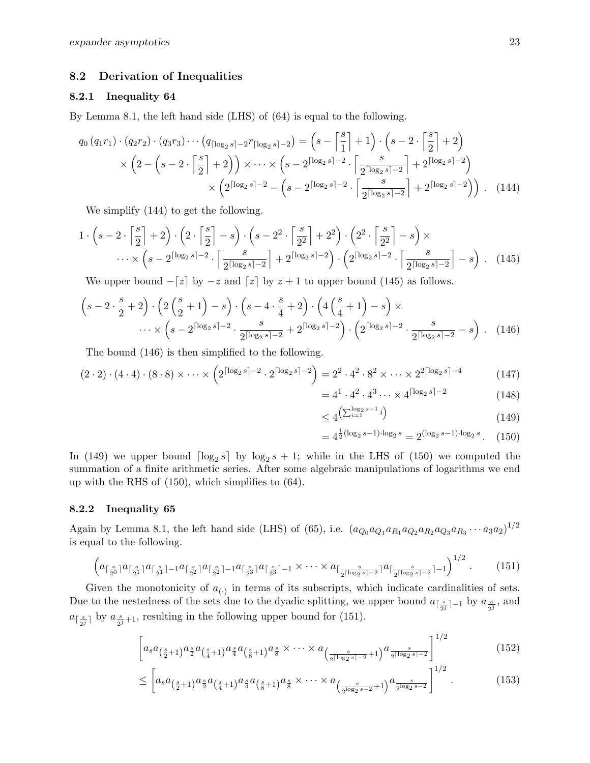## 8.2 Derivation of Inequalities

### 8.2.1 Inequality 64

By Lemma 8.1, the left hand side (LHS) of (64) is equal to the following.

$$q_0\,(q_1 r_1)\cdot(q_2 r_2)\cdot(q_3 r_3)\cdots\left(q_{\lceil\log_2 s\rceil-2}r_{\lceil\log_2 s\rceil-2}\right)=\left(s-\left\lceil\frac{s}{1}\right\rceil+1\right)\cdot\left(s-2\cdot\left\lceil\frac{s}{2}\right\rceil+2\right)$$
$$\times\left(2-\left(s-2\cdot\left\lceil\frac{s}{2}\right\rceil+2\right)\right)\times\cdots\times\left(s-2^{\lceil\log_2 s\rceil-2}\cdot\left\lceil\frac{s}{2^{\lceil\log_2 s\rceil-2}}\right\rceil+2^{\lceil\log_2 s\rceil-2}\right)$$
$$\times\left(2^{\lceil\log_2 s\rceil-2}-\left(s-2^{\lceil\log_2 s\rceil-2}\cdot\left\lceil\frac{s}{2^{\lceil\log_2 s\rceil-2}}\right\rceil+2^{\lceil\log_2 s\rceil-2}\right)\right). \quad (144)$$

We simplify (144) to get the following.

$$1\cdot\left(s-2\cdot\left\lceil\frac{s}{2}\right\rceil+2\right)\cdot\left(2\cdot\left\lceil\frac{s}{2}\right\rceil-s\right)\cdot\left(s-2^2\cdot\left\lceil\frac{s}{2^2}\right\rceil+2^2\right)\cdot\left(2^2\cdot\left\lceil\frac{s}{2^2}\right\rceil-s\right)\times$$
$$\cdots\times\left(s-2^{\lceil\log_2 s\rceil-2}\cdot\left\lceil\frac{s}{2^{\lceil\log_2 s\rceil-2}}\right\rceil+2^{\lceil\log_2 s\rceil-2}\right)\cdot\left(2^{\lceil\log_2 s\rceil-2}\cdot\left\lceil\frac{s}{2^{\lceil\log_2 s\rceil-2}}\right\rceil-s\right). \quad (145)$$

We upper bound $-\lceil z\rceil$ by $-z$ and $\lceil z\rceil$ by $z+1$ to upper bound (145) as follows.

$$\left(s-2\cdot\frac{s}{2}+2\right)\cdot\left(2\left(\frac{s}{2}+1\right)-s\right)\cdot\left(s-4\cdot\frac{s}{4}+2\right)\cdot\left(4\left(\frac{s}{4}+1\right)-s\right)\times$$
$$\cdots\times\left(s-2^{\lceil\log_2 s\rceil-2}\cdot\frac{s}{2^{\lceil\log_2 s\rceil-2}}+2^{\lceil\log_2 s\rceil-2}\right)\cdot\left(2^{\lceil\log_2 s\rceil-2}\cdot\frac{s}{2^{\lceil\log_2 s\rceil-2}}-s\right). \quad (146)$$

The bound (146) is then simplified to the following.

$$(2\cdot 2)\cdot(4\cdot 4)\cdot(8\cdot 8)\times\cdots\times\left(2^{\lceil\log_2 s\rceil-2}\cdot 2^{\lceil\log_2 s\rceil-2}\right)=2^2\cdot 4^2\cdot 8^2\times\cdots\times 2^{2\lceil\log_2 s\rceil-4} \quad (147)$$
$$=4^1\cdot 4^2\cdot 4^3\cdots\times 4^{\lceil\log_2 s\rceil-2} \quad (148)$$
$$\le 4^{\left(\sum_{i=1}^{\log_2 s-1} i\right)} \quad (149)$$
$$=4^{\frac{1}{2}(\log_2 s-1)\cdot\log_2 s}=2^{(\log_2 s-1)\cdot\log_2 s}. \quad (150)$$

In (149) we upper bound $\lceil\log_2 s\rceil$ by $\log_2 s+1$; while in the LHS of (150) we computed the summation of a finite arithmetic series. After some algebraic manipulations of logarithms we end up with the RHS of (150), which simplifies to (64).

### 8.2.2 Inequality 65

Again by Lemma 8.1, the left hand side (LHS) of (65), i.e. $(a_{Q_0}a_{Q_1}a_{R_1}a_{Q_2}a_{R_2}a_{Q_3}a_{R_3}\cdots a_3a_2)^{1/2}$ is equal to the following.

$$\left(a_{\lceil\frac{s}{2^0}\rceil}a_{\lceil\frac{s}{2^1}\rceil}a_{\lceil\frac{s}{2^1}\rceil-1}a_{\lceil\frac{s}{2^2}\rceil}a_{\lceil\frac{s}{2^2}\rceil-1}a_{\lceil\frac{s}{2^3}\rceil}a_{\lceil\frac{s}{2^3}\rceil-1}\times\cdots\times a_{\lceil\frac{s}{2^{\lceil\log_2 s\rceil-2}}\rceil}a_{\lceil\frac{s}{2^{\lceil\log_2 s\rceil-2}}\rceil-1}\right)^{1/2}. \quad (151)$$

Given the monotonicity of $a_{(\cdot)}$ in terms of its subscripts, which indicate cardinalities of sets. Due to the nestedness of the sets due to the dyadic splitting, we upper bound $a_{\lceil\frac{s}{2^j}\rceil-1}$ by $a_{\frac{s}{2^j}}$, and $a_{\lceil\frac{s}{2^j}\rceil}$ by $a_{\frac{s}{2^j}+1}$, resulting in the following upper bound for (151).

$$\left[a_s a_{\left(\frac{s}{2}+1\right)}a_{\frac{s}{2}}a_{\left(\frac{s}{4}+1\right)}a_{\frac{s}{4}}a_{\left(\frac{s}{8}+1\right)}a_{\frac{s}{8}}\times\cdots\times a_{\left(\frac{s}{2^{\lceil\log_2 s\rceil-2}}+1\right)}a_{\frac{s}{2^{\lceil\log_2 s\rceil-2}}}\right]^{1/2} \quad (152)$$
$$\le\left[a_s a_{\left(\frac{s}{2}+1\right)}a_{\frac{s}{2}}a_{\left(\frac{s}{4}+1\right)}a_{\frac{s}{4}}a_{\left(\frac{s}{8}+1\right)}a_{\frac{s}{8}}\times\cdots\times a_{\left(\frac{s}{2^{\log_2 s-2}}+1\right)}a_{\frac{s}{2^{\log_2 s-2}}}\right]^{1/2}. \quad (153)$$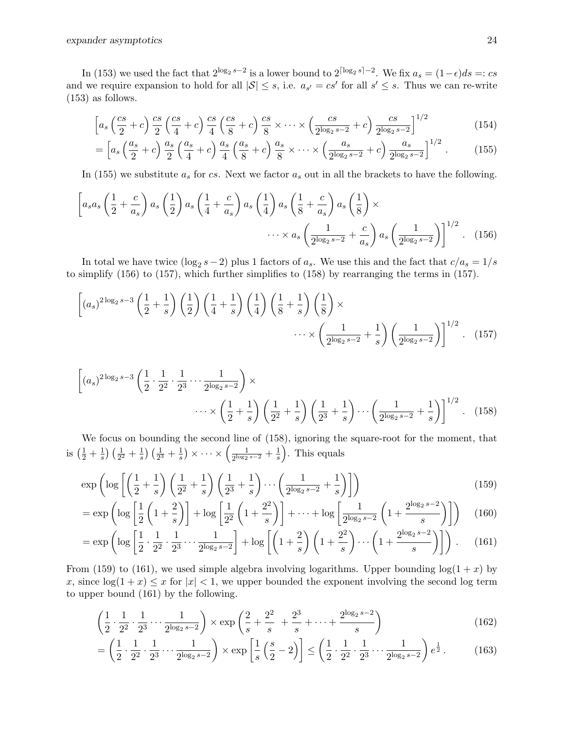In (153) we used the fact that $2^{\log_2 s-2}$ is a lower bound to $2^{\lceil \log_2 s\rceil-2}$. We fix $a_s = (1-\epsilon)ds =: cs$ and we require expansion to hold for all $|\mathcal{S}| \le s$, i.e. $a_{s'} = cs'$ for all $s' \le s$. Thus we can re-write (153) as follows.

$$
\begin{aligned}
&\left[a_s\left(\frac{cs}{2}+c\right)\frac{cs}{2}\left(\frac{cs}{4}+c\right)\frac{cs}{4}\left(\frac{cs}{8}+c\right)\frac{cs}{8}\times\cdots\times\left(\frac{cs}{2^{\log_2 s-2}}+c\right)\frac{cs}{2^{\log_2 s-2}}\right]^{1/2} &(154)\\
&=\left[a_s\left(\frac{a_s}{2}+c\right)\frac{a_s}{2}\left(\frac{a_s}{4}+c\right)\frac{a_s}{4}\left(\frac{a_s}{8}+c\right)\frac{a_s}{8}\times\cdots\times\left(\frac{a_s}{2^{\log_2 s-2}}+c\right)\frac{a_s}{2^{\log_2 s-2}}\right]^{1/2}. &(155)
\end{aligned}
$$

In (155) we substitute $a_s$ for $cs$. Next we factor $a_s$ out in all the brackets to have the following.

$$
\left[a_s a_s\left(\frac{1}{2}+\frac{c}{a_s}\right)a_s\left(\frac{1}{2}\right)a_s\left(\frac{1}{4}+\frac{c}{a_s}\right)a_s\left(\frac{1}{4}\right)a_s\left(\frac{1}{8}+\frac{c}{a_s}\right)a_s\left(\frac{1}{8}\right)\times \cdots\times a_s\left(\frac{1}{2^{\log_2 s-2}}+\frac{c}{a_s}\right)a_s\left(\frac{1}{2^{\log_2 s-2}}\right)\right]^{1/2}. \quad (156)
$$

In total we have twice $(\log_2 s - 2)$ plus 1 factors of $a_s$. We use this and the fact that $c/a_s = 1/s$ to simplify (156) to (157), which further simplifies to (158) by rearranging the terms in (157).

$$
\left[(a_s)^{2\log_2 s-3}\left(\frac{1}{2}+\frac{1}{s}\right)\left(\frac{1}{2}\right)\left(\frac{1}{4}+\frac{1}{s}\right)\left(\frac{1}{4}\right)\left(\frac{1}{8}+\frac{1}{s}\right)\left(\frac{1}{8}\right)\times \cdots\times\left(\frac{1}{2^{\log_2 s-2}}+\frac{1}{s}\right)\left(\frac{1}{2^{\log_2 s-2}}\right)\right]^{1/2}. \quad (157)
$$

$$
\left[(a_s)^{2\log_2 s-3}\left(\frac{1}{2}\cdot\frac{1}{2^2}\cdot\frac{1}{2^3}\cdots\frac{1}{2^{\log_2 s-2}}\right)\times \cdots\times\left(\frac{1}{2}+\frac{1}{s}\right)\left(\frac{1}{2^2}+\frac{1}{s}\right)\left(\frac{1}{2^3}+\frac{1}{s}\right)\cdots\left(\frac{1}{2^{\log_2 s-2}}+\frac{1}{s}\right)\right]^{1/2}. \quad (158)
$$

We focus on bounding the second line of (158), ignoring the square-root for the moment, that is $\left(\frac{1}{2}+\frac{1}{s}\right)\left(\frac{1}{2^2}+\frac{1}{s}\right)\left(\frac{1}{2^3}+\frac{1}{s}\right)\times\cdots\times\left(\frac{1}{2^{\log_2 s-2}}+\frac{1}{s}\right)$. This equals

$$
\begin{aligned}
&\exp\left(\log\left[\left(\frac{1}{2}+\frac{1}{s}\right)\left(\frac{1}{2^2}+\frac{1}{s}\right)\left(\frac{1}{2^3}+\frac{1}{s}\right)\cdots\left(\frac{1}{2^{\log_2 s-2}}+\frac{1}{s}\right)\right]\right) &(159)\\
&=\exp\left(\log\left[\frac{1}{2}\left(1+\frac{2}{s}\right)\right]+\log\left[\frac{1}{2^2}\left(1+\frac{2^2}{s}\right)\right]+\cdots+\log\left[\frac{1}{2^{\log_2 s-2}}\left(1+\frac{2^{\log_2 s-2}}{s}\right)\right]\right) &(160)\\
&=\exp\left(\log\left[\frac{1}{2}\cdot\frac{1}{2^2}\cdot\frac{1}{2^3}\cdots\frac{1}{2^{\log_2 s-2}}\right]+\log\left[\left(1+\frac{2}{s}\right)\left(1+\frac{2^2}{s}\right)\cdots\left(1+\frac{2^{\log_2 s-2}}{s}\right)\right]\right). &(161)
\end{aligned}
$$

From (159) to (161), we used simple algebra involving logarithms. Upper bounding $\log(1+x)$ by $x$, since $\log(1+x) \le x$ for $|x| < 1$, we upper bounded the exponent involving the second log term to upper bound (161) by the following.

$$
\begin{aligned}
&\left(\frac{1}{2}\cdot\frac{1}{2^2}\cdot\frac{1}{2^3}\cdots\frac{1}{2^{\log_2 s-2}}\right)\times\exp\left(\frac{2}{s}+\frac{2^2}{s}+\frac{2^3}{s}+\cdots+\frac{2^{\log_2 s-2}}{s}\right) &(162)\\
&=\left(\frac{1}{2}\cdot\frac{1}{2^2}\cdot\frac{1}{2^3}\cdots\frac{1}{2^{\log_2 s-2}}\right)\times\exp\left[\frac{1}{s}\left(\frac{s}{2}-2\right)\right]\le\left(\frac{1}{2}\cdot\frac{1}{2^2}\cdot\frac{1}{2^3}\cdots\frac{1}{2^{\log_2 s-2}}\right)e^{\frac{1}{2}}. &(163)
\end{aligned}
$$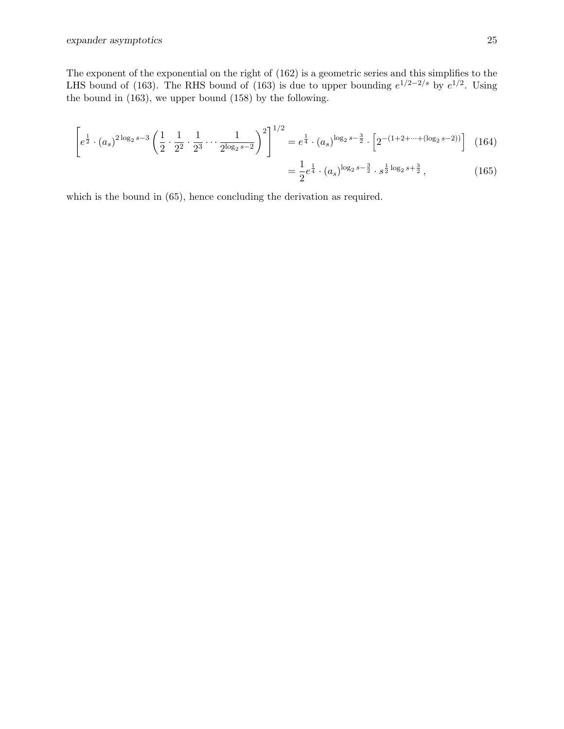The exponent of the exponential on the right of (162) is a geometric series and this simplifies to the LHS bound of (163). The RHS bound of (163) is due to upper bounding $e^{1/2-2/s}$ by $e^{1/2}$. Using the bound in (163), we upper bound (158) by the following.

$$\left[ e^{\frac{1}{2}} \cdot (a_s)^{2\log_2 s - 3} \left( \frac{1}{2} \cdot \frac{1}{2^2} \cdot \frac{1}{2^3} \cdots \frac{1}{2^{\log_2 s - 2}} \right)^2 \right]^{1/2} = e^{\frac{1}{4}} \cdot (a_s)^{\log_2 s - \frac{3}{2}} \cdot \left[ 2^{-(1+2+\cdots+(\log_2 s - 2))} \right] \quad (164)$$

$$= \frac{1}{2} e^{\frac{1}{4}} \cdot (a_s)^{\log_2 s - \frac{3}{2}} \cdot s^{\frac{1}{2}\log_2 s + \frac{3}{2}}\,, \quad (165)$$

which is the bound in (65), hence concluding the derivation as required.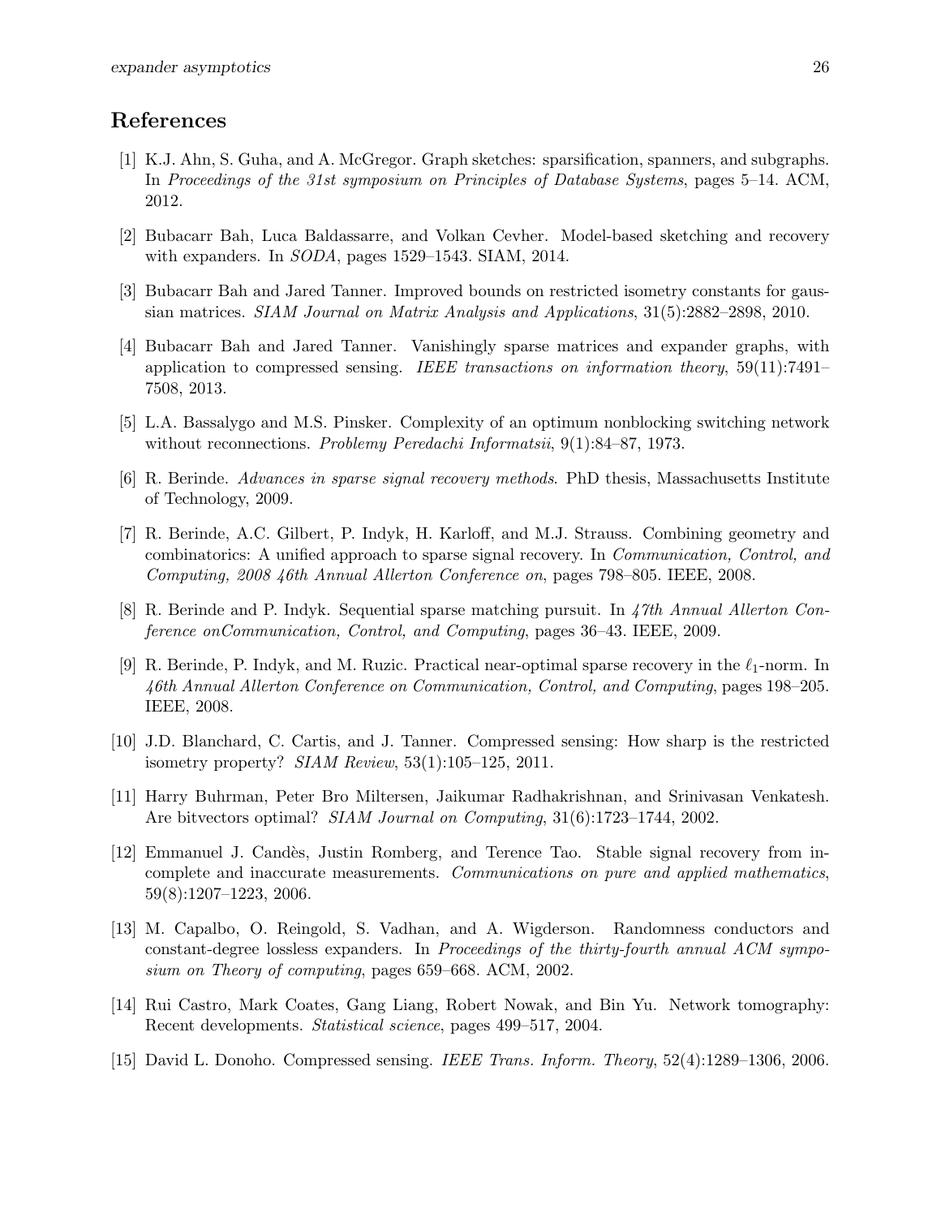## References

[1] K.J. Ahn, S. Guha, and A. McGregor. Graph sketches: sparsification, spanners, and subgraphs. In *Proceedings of the 31st symposium on Principles of Database Systems*, pages 5–14. ACM, 2012.

[2] Bubacarr Bah, Luca Baldassarre, and Volkan Cevher. Model-based sketching and recovery with expanders. In *SODA*, pages 1529–1543. SIAM, 2014.

[3] Bubacarr Bah and Jared Tanner. Improved bounds on restricted isometry constants for gaussian matrices. *SIAM Journal on Matrix Analysis and Applications*, 31(5):2882–2898, 2010.

[4] Bubacarr Bah and Jared Tanner. Vanishingly sparse matrices and expander graphs, with application to compressed sensing. *IEEE transactions on information theory*, 59(11):7491–7508, 2013.

[5] L.A. Bassalygo and M.S. Pinsker. Complexity of an optimum nonblocking switching network without reconnections. *Problemy Peredachi Informatsii*, 9(1):84–87, 1973.

[6] R. Berinde. *Advances in sparse signal recovery methods*. PhD thesis, Massachusetts Institute of Technology, 2009.

[7] R. Berinde, A.C. Gilbert, P. Indyk, H. Karloff, and M.J. Strauss. Combining geometry and combinatorics: A unified approach to sparse signal recovery. In *Communication, Control, and Computing, 2008 46th Annual Allerton Conference on*, pages 798–805. IEEE, 2008.

[8] R. Berinde and P. Indyk. Sequential sparse matching pursuit. In *47th Annual Allerton Conference onCommunication, Control, and Computing*, pages 36–43. IEEE, 2009.

[9] R. Berinde, P. Indyk, and M. Ruzic. Practical near-optimal sparse recovery in the $\ell_1$-norm. In *46th Annual Allerton Conference on Communication, Control, and Computing*, pages 198–205. IEEE, 2008.

[10] J.D. Blanchard, C. Cartis, and J. Tanner. Compressed sensing: How sharp is the restricted isometry property? *SIAM Review*, 53(1):105–125, 2011.

[11] Harry Buhrman, Peter Bro Miltersen, Jaikumar Radhakrishnan, and Srinivasan Venkatesh. Are bitvectors optimal? *SIAM Journal on Computing*, 31(6):1723–1744, 2002.

[12] Emmanuel J. Candès, Justin Romberg, and Terence Tao. Stable signal recovery from incomplete and inaccurate measurements. *Communications on pure and applied mathematics*, 59(8):1207–1223, 2006.

[13] M. Capalbo, O. Reingold, S. Vadhan, and A. Wigderson. Randomness conductors and constant-degree lossless expanders. In *Proceedings of the thirty-fourth annual ACM symposium on Theory of computing*, pages 659–668. ACM, 2002.

[14] Rui Castro, Mark Coates, Gang Liang, Robert Nowak, and Bin Yu. Network tomography: Recent developments. *Statistical science*, pages 499–517, 2004.

[15] David L. Donoho. Compressed sensing. *IEEE Trans. Inform. Theory*, 52(4):1289–1306, 2006.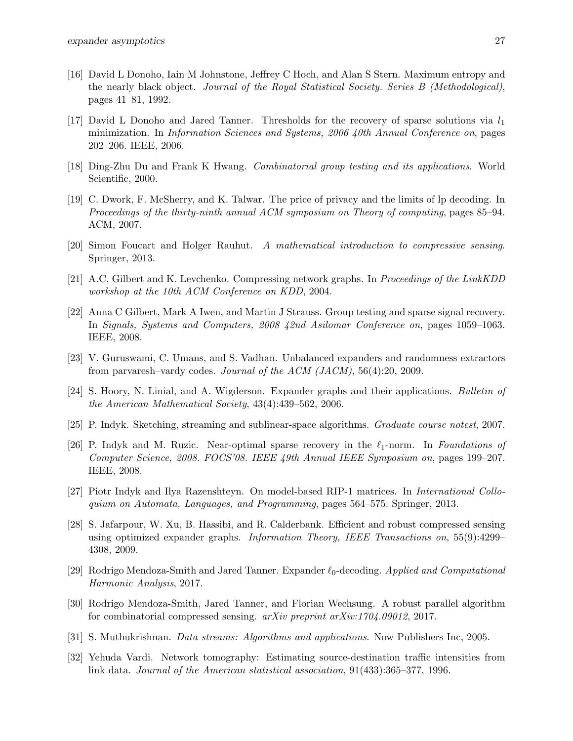[16] David L Donoho, Iain M Johnstone, Jeffrey C Hoch, and Alan S Stern. Maximum entropy and the nearly black object. *Journal of the Royal Statistical Society. Series B (Methodological)*, pages 41–81, 1992.

[17] David L Donoho and Jared Tanner. Thresholds for the recovery of sparse solutions via $l_1$ minimization. In *Information Sciences and Systems, 2006 40th Annual Conference on*, pages 202–206. IEEE, 2006.

[18] Ding-Zhu Du and Frank K Hwang. *Combinatorial group testing and its applications*. World Scientific, 2000.

[19] C. Dwork, F. McSherry, and K. Talwar. The price of privacy and the limits of lp decoding. In *Proceedings of the thirty-ninth annual ACM symposium on Theory of computing*, pages 85–94. ACM, 2007.

[20] Simon Foucart and Holger Rauhut. *A mathematical introduction to compressive sensing*. Springer, 2013.

[21] A.C. Gilbert and K. Levchenko. Compressing network graphs. In *Proceedings of the LinkKDD workshop at the 10th ACM Conference on KDD*, 2004.

[22] Anna C Gilbert, Mark A Iwen, and Martin J Strauss. Group testing and sparse signal recovery. In *Signals, Systems and Computers, 2008 42nd Asilomar Conference on*, pages 1059–1063. IEEE, 2008.

[23] V. Guruswami, C. Umans, and S. Vadhan. Unbalanced expanders and randomness extractors from parvaresh–vardy codes. *Journal of the ACM (JACM)*, 56(4):20, 2009.

[24] S. Hoory, N. Linial, and A. Wigderson. Expander graphs and their applications. *Bulletin of the American Mathematical Society*, 43(4):439–562, 2006.

[25] P. Indyk. Sketching, streaming and sublinear-space algorithms. *Graduate course notest*, 2007.

[26] P. Indyk and M. Ruzic. Near-optimal sparse recovery in the $\ell_1$-norm. In *Foundations of Computer Science, 2008. FOCS'08. IEEE 49th Annual IEEE Symposium on*, pages 199–207. IEEE, 2008.

[27] Piotr Indyk and Ilya Razenshteyn. On model-based RIP-1 matrices. In *International Colloquium on Automata, Languages, and Programming*, pages 564–575. Springer, 2013.

[28] S. Jafarpour, W. Xu, B. Hassibi, and R. Calderbank. Efficient and robust compressed sensing using optimized expander graphs. *Information Theory, IEEE Transactions on*, 55(9):4299–4308, 2009.

[29] Rodrigo Mendoza-Smith and Jared Tanner. Expander $\ell_0$-decoding. *Applied and Computational Harmonic Analysis*, 2017.

[30] Rodrigo Mendoza-Smith, Jared Tanner, and Florian Wechsung. A robust parallel algorithm for combinatorial compressed sensing. *arXiv preprint arXiv:1704.09012*, 2017.

[31] S. Muthukrishnan. *Data streams: Algorithms and applications*. Now Publishers Inc, 2005.

[32] Yehuda Vardi. Network tomography: Estimating source-destination traffic intensities from link data. *Journal of the American statistical association*, 91(433):365–377, 1996.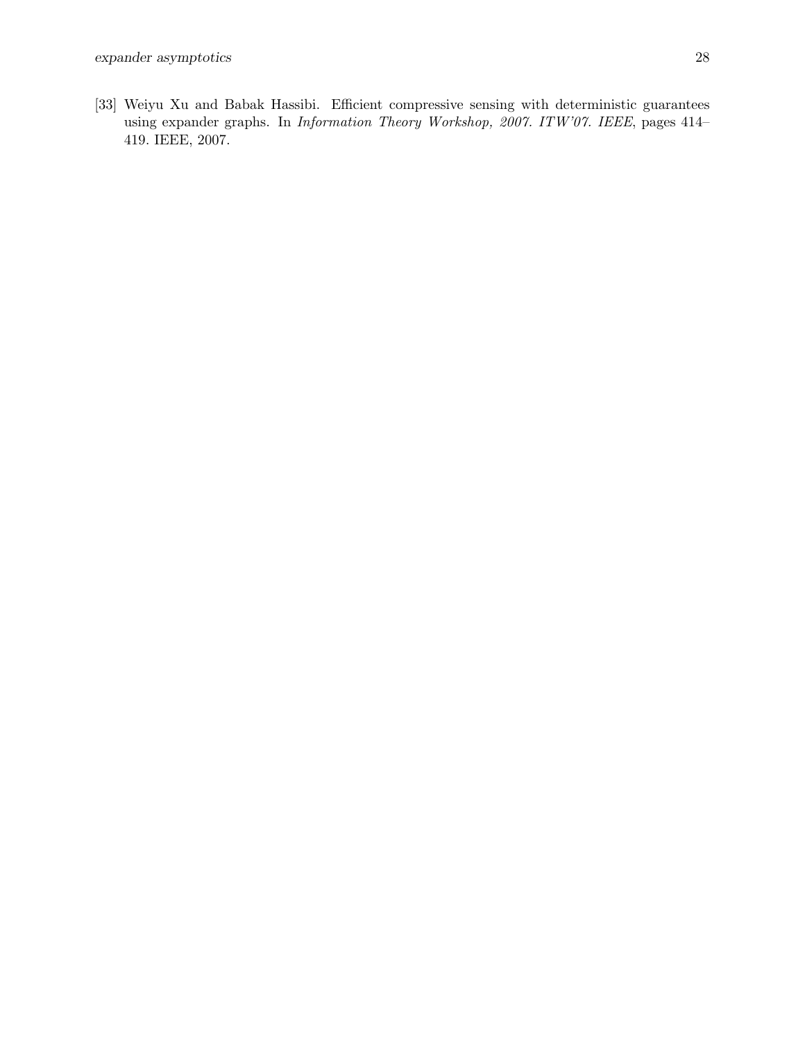[33] Weiyu Xu and Babak Hassibi. Efficient compressive sensing with deterministic guarantees using expander graphs. In *Information Theory Workshop, 2007. ITW'07. IEEE*, pages 414–419. IEEE, 2007.